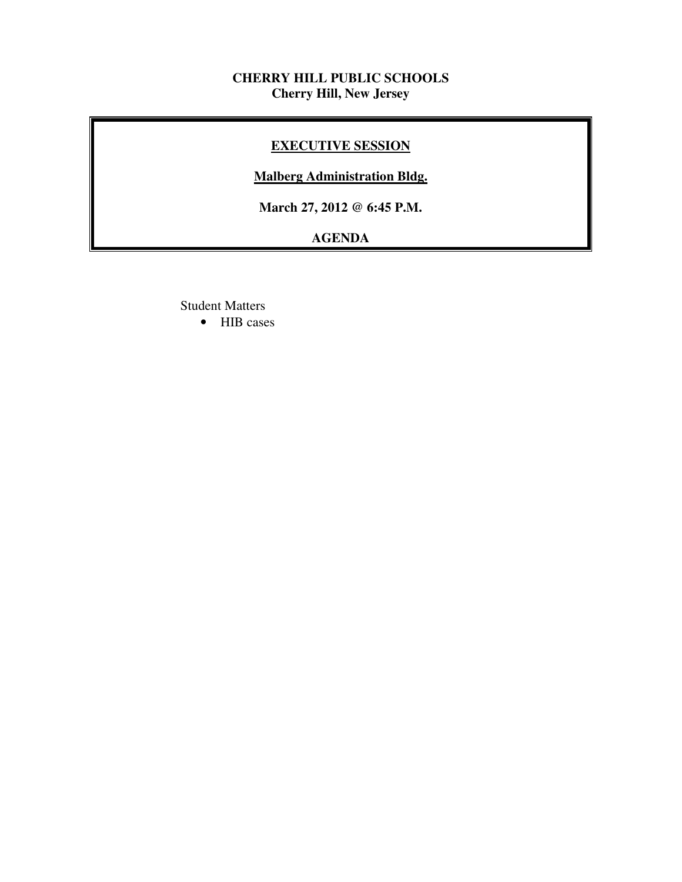**CHERRY HILL PUBLIC SCHOOLS**
**Cherry Hill, New Jersey**

**EXECUTIVE SESSION**

**Malberg Administration Bldg.**

**March 27, 2012 @ 6:45 P.M.**

**AGENDA**

Student Matters

- HIB cases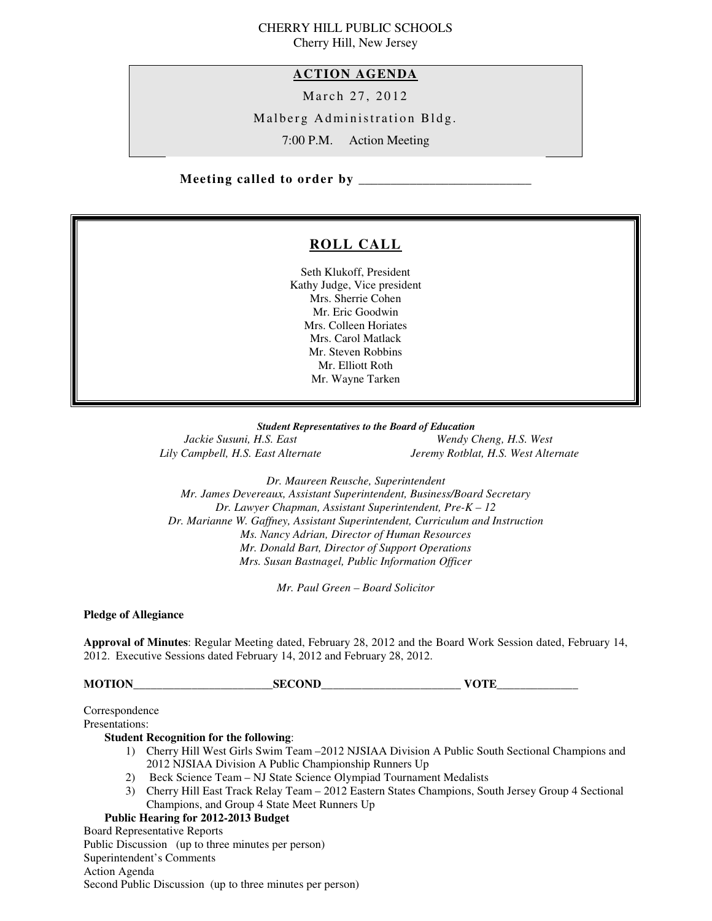CHERRY HILL PUBLIC SCHOOLS
Cherry Hill, New Jersey

## ACTION AGENDA

March 27, 2012

Malberg Administration Bldg.

7:00 P.M. Action Meeting

**Meeting called to order by ___________________________**

## ROLL CALL

Seth Klukoff, President
Kathy Judge, Vice president
Mrs. Sherrie Cohen
Mr. Eric Goodwin
Mrs. Colleen Horiates
Mrs. Carol Matlack
Mr. Steven Robbins
Mr. Elliott Roth
Mr. Wayne Tarken

***Student Representatives to the Board of Education***

*Jackie Susuni, H.S. East*
*Lily Campbell, H.S. East Alternate*
*Wendy Cheng, H.S. West*
*Jeremy Rotblat, H.S. West Alternate*

*Dr. Maureen Reusche, Superintendent*
*Mr. James Devereaux, Assistant Superintendent, Business/Board Secretary*
*Dr. Lawyer Chapman, Assistant Superintendent, Pre-K – 12*
*Dr. Marianne W. Gaffney, Assistant Superintendent, Curriculum and Instruction*
*Ms. Nancy Adrian, Director of Human Resources*
*Mr. Donald Bart, Director of Support Operations*
*Mrs. Susan Bastnagel, Public Information Officer*

*Mr. Paul Green – Board Solicitor*

**Pledge of Allegiance**

**Approval of Minutes**: Regular Meeting dated, February 28, 2012 and the Board Work Session dated, February 14, 2012. Executive Sessions dated February 14, 2012 and February 28, 2012.

**MOTION________________________SECOND________________________ VOTE_____________**

Correspondence
Presentations:

**Student Recognition for the following**:

1) Cherry Hill West Girls Swim Team –2012 NJSIAA Division A Public South Sectional Champions and 2012 NJSIAA Division A Public Championship Runners Up
2) Beck Science Team – NJ State Science Olympiad Tournament Medalists
3) Cherry Hill East Track Relay Team – 2012 Eastern States Champions, South Jersey Group 4 Sectional Champions, and Group 4 State Meet Runners Up

**Public Hearing for 2012-2013 Budget**

Board Representative Reports
Public Discussion (up to three minutes per person)
Superintendent's Comments
Action Agenda
Second Public Discussion (up to three minutes per person)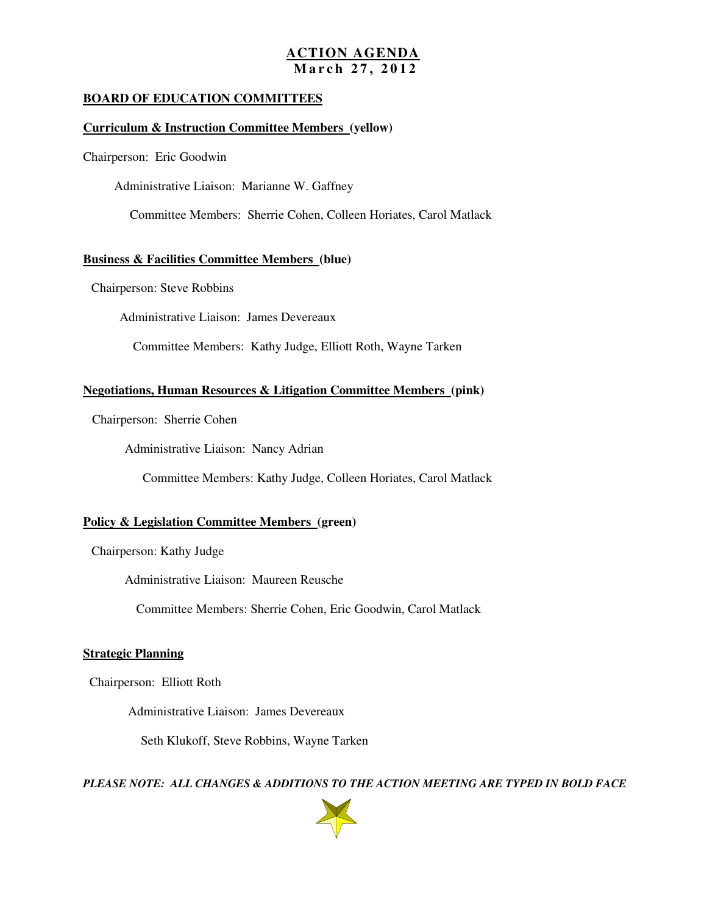# ACTION AGENDA
## March 27, 2012

### BOARD OF EDUCATION COMMITTEES

**Curriculum & Instruction Committee Members (yellow)**

Chairperson: Eric Goodwin

Administrative Liaison: Marianne W. Gaffney

Committee Members: Sherrie Cohen, Colleen Horiates, Carol Matlack

**Business & Facilities Committee Members (blue)**

Chairperson: Steve Robbins

Administrative Liaison: James Devereaux

Committee Members: Kathy Judge, Elliott Roth, Wayne Tarken

**Negotiations, Human Resources & Litigation Committee Members (pink)**

Chairperson: Sherrie Cohen

Administrative Liaison: Nancy Adrian

Committee Members: Kathy Judge, Colleen Horiates, Carol Matlack

**Policy & Legislation Committee Members (green)**

Chairperson: Kathy Judge

Administrative Liaison: Maureen Reusche

Committee Members: Sherrie Cohen, Eric Goodwin, Carol Matlack

**Strategic Planning**

Chairperson: Elliott Roth

Administrative Liaison: James Devereaux

Seth Klukoff, Steve Robbins, Wayne Tarken

***PLEASE NOTE: ALL CHANGES & ADDITIONS TO THE ACTION MEETING ARE TYPED IN BOLD FACE***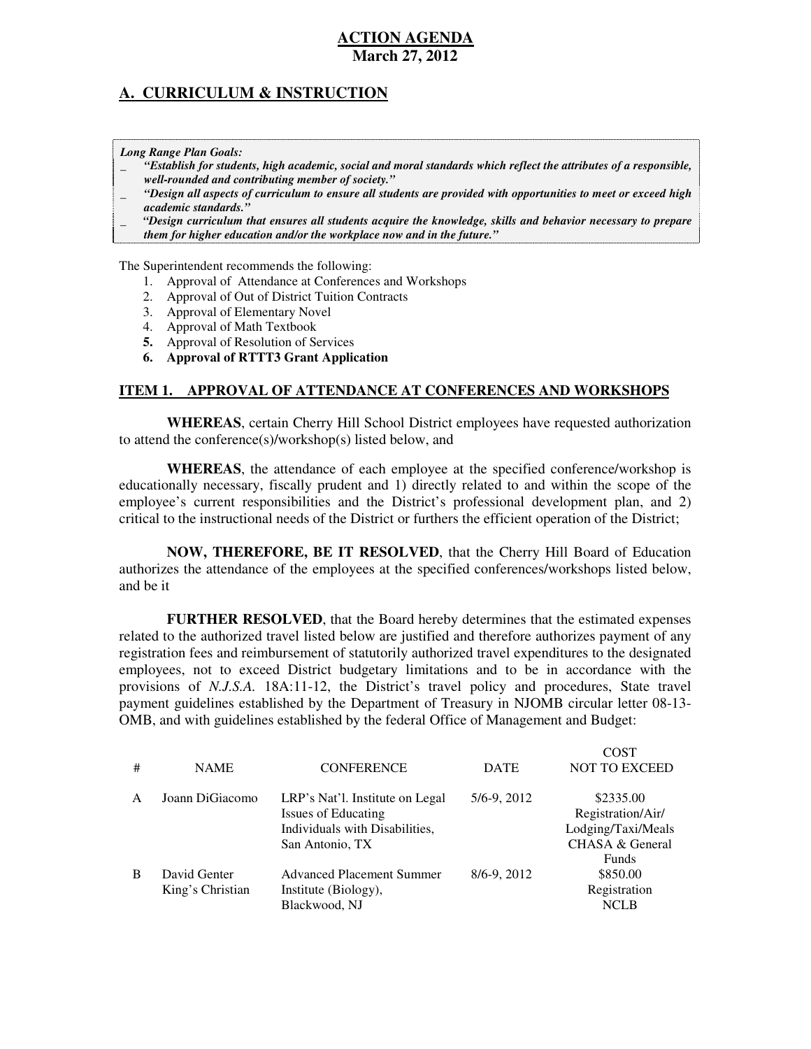**ACTION AGENDA**
**March 27, 2012**

## A. CURRICULUM & INSTRUCTION

***Long Range Plan Goals:***

- ***"Establish for students, high academic, social and moral standards which reflect the attributes of a responsible, well-rounded and contributing member of society."***
- ***"Design all aspects of curriculum to ensure all students are provided with opportunities to meet or exceed high academic standards."***
- ***"Design curriculum that ensures all students acquire the knowledge, skills and behavior necessary to prepare them for higher education and/or the workplace now and in the future."***

The Superintendent recommends the following:

1. Approval of Attendance at Conferences and Workshops
2. Approval of Out of District Tuition Contracts
3. Approval of Elementary Novel
4. Approval of Math Textbook
5. Approval of Resolution of Services
6. **Approval of RTTT3 Grant Application**

### ITEM 1. APPROVAL OF ATTENDANCE AT CONFERENCES AND WORKSHOPS

**WHEREAS**, certain Cherry Hill School District employees have requested authorization to attend the conference(s)/workshop(s) listed below, and

**WHEREAS**, the attendance of each employee at the specified conference/workshop is educationally necessary, fiscally prudent and 1) directly related to and within the scope of the employee's current responsibilities and the District's professional development plan, and 2) critical to the instructional needs of the District or furthers the efficient operation of the District;

**NOW, THEREFORE, BE IT RESOLVED**, that the Cherry Hill Board of Education authorizes the attendance of the employees at the specified conferences/workshops listed below, and be it

**FURTHER RESOLVED**, that the Board hereby determines that the estimated expenses related to the authorized travel listed below are justified and therefore authorizes payment of any registration fees and reimbursement of statutorily authorized travel expenditures to the designated employees, not to exceed District budgetary limitations and to be in accordance with the provisions of *N.J.S.A.* 18A:11-12, the District's travel policy and procedures, State travel payment guidelines established by the Department of Treasury in NJOMB circular letter 08-13-OMB, and with guidelines established by the federal Office of Management and Budget:

| # | NAME | CONFERENCE | DATE | COST NOT TO EXCEED |
|---|---|---|---|---|
| A | Joann DiGiacomo | LRP's Nat'l. Institute on Legal Issues of Educating Individuals with Disabilities, San Antonio, TX | 5/6-9, 2012 | \$2335.00 Registration/Air/ Lodging/Taxi/Meals CHASA & General Funds |
| B | David Genter King's Christian | Advanced Placement Summer Institute (Biology), Blackwood, NJ | 8/6-9, 2012 | \$850.00 Registration NCLB |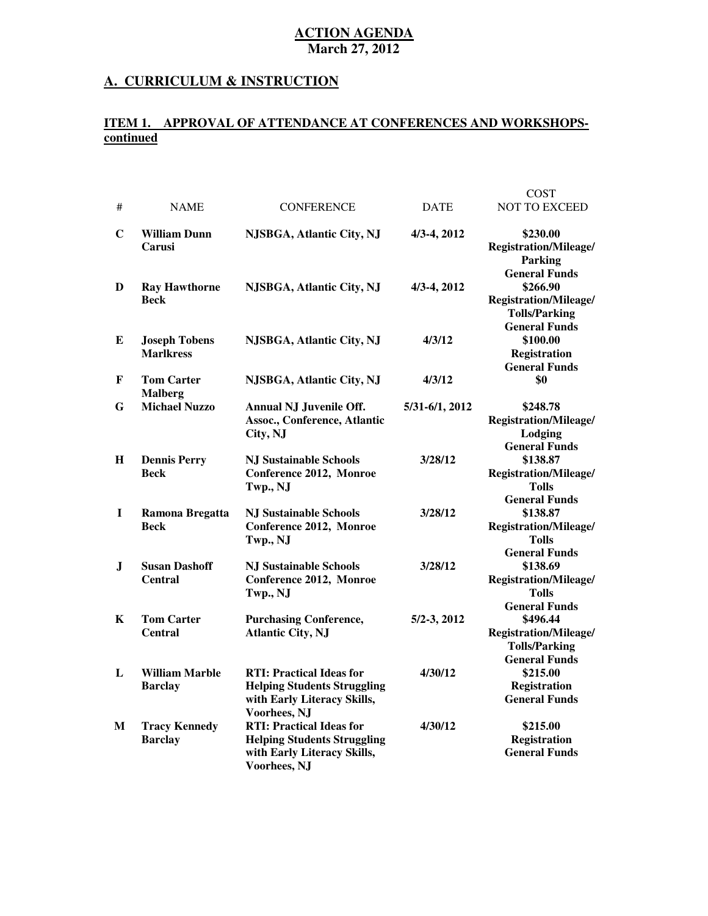# ACTION AGENDA
**March 27, 2012**

## A. CURRICULUM & INSTRUCTION

### ITEM 1. APPROVAL OF ATTENDANCE AT CONFERENCES AND WORKSHOPS-continued

| # | NAME | CONFERENCE | DATE | COST NOT TO EXCEED |
|---|---|---|---|---|
| **C** | **William Dunn**<br>**Carusi** | **NJSBGA, Atlantic City, NJ** | **4/3-4, 2012** | **$230.00**<br>**Registration/Mileage/ Parking**<br>**General Funds** |
| **D** | **Ray Hawthorne**<br>**Beck** | **NJSBGA, Atlantic City, NJ** | **4/3-4, 2012** | **$266.90**<br>**Registration/Mileage/ Tolls/Parking**<br>**General Funds** |
| **E** | **Joseph Tobens**<br>**Marlkress** | **NJSBGA, Atlantic City, NJ** | **4/3/12** | **$100.00**<br>**Registration**<br>**General Funds** |
| **F** | **Tom Carter**<br>**Malberg** | **NJSBGA, Atlantic City, NJ** | **4/3/12** | **$0** |
| **G** | **Michael Nuzzo** | **Annual NJ Juvenile Off. Assoc., Conference, Atlantic City, NJ** | **5/31-6/1, 2012** | **$248.78**<br>**Registration/Mileage/ Lodging**<br>**General Funds** |
| **H** | **Dennis Perry**<br>**Beck** | **NJ Sustainable Schools Conference 2012, Monroe Twp., NJ** | **3/28/12** | **$138.87**<br>**Registration/Mileage/ Tolls**<br>**General Funds** |
| **I** | **Ramona Bregatta**<br>**Beck** | **NJ Sustainable Schools Conference 2012, Monroe Twp., NJ** | **3/28/12** | **$138.87**<br>**Registration/Mileage/ Tolls**<br>**General Funds** |
| **J** | **Susan Dashoff**<br>**Central** | **NJ Sustainable Schools Conference 2012, Monroe Twp., NJ** | **3/28/12** | **$138.69**<br>**Registration/Mileage/ Tolls**<br>**General Funds** |
| **K** | **Tom Carter**<br>**Central** | **Purchasing Conference, Atlantic City, NJ** | **5/2-3, 2012** | **$496.44**<br>**Registration/Mileage/ Tolls/Parking**<br>**General Funds** |
| **L** | **William Marble**<br>**Barclay** | **RTI: Practical Ideas for Helping Students Struggling with Early Literacy Skills, Voorhees, NJ** | **4/30/12** | **$215.00**<br>**Registration**<br>**General Funds** |
| **M** | **Tracy Kennedy**<br>**Barclay** | **RTI: Practical Ideas for Helping Students Struggling with Early Literacy Skills, Voorhees, NJ** | **4/30/12** | **$215.00**<br>**Registration**<br>**General Funds** |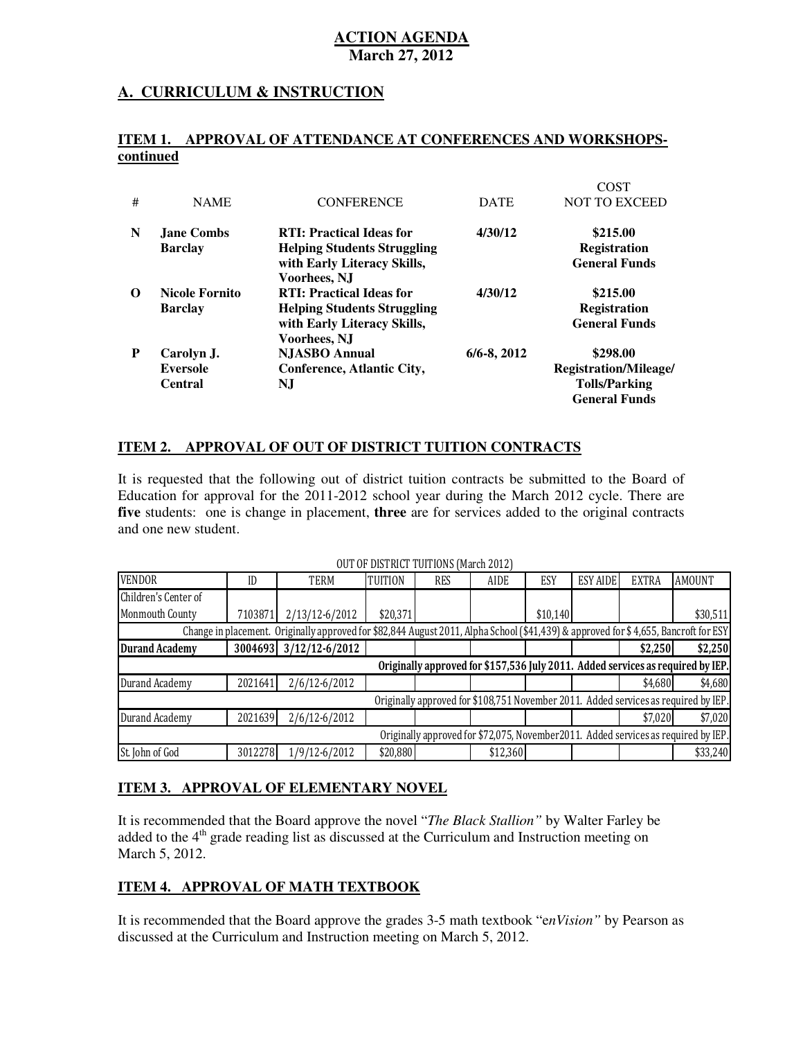# ACTION AGENDA
**March 27, 2012**

## A. CURRICULUM & INSTRUCTION

### ITEM 1. APPROVAL OF ATTENDANCE AT CONFERENCES AND WORKSHOPS-continued

| # | NAME | CONFERENCE | DATE | COST NOT TO EXCEED |
|---|---|---|---|---|
| **N** | **Jane Combs** **Barclay** | **RTI: Practical Ideas for Helping Students Struggling with Early Literacy Skills, Voorhees, NJ** | **4/30/12** | **$215.00** **Registration** **General Funds** |
| **O** | **Nicole Fornito** **Barclay** | **RTI: Practical Ideas for Helping Students Struggling with Early Literacy Skills, Voorhees, NJ** | **4/30/12** | **$215.00** **Registration** **General Funds** |
| **P** | **Carolyn J. Eversole** **Central** | **NJASBO Annual Conference, Atlantic City, NJ** | **6/6-8, 2012** | **$298.00** **Registration/Mileage/ Tolls/Parking** **General Funds** |

### ITEM 2. APPROVAL OF OUT OF DISTRICT TUITION CONTRACTS

It is requested that the following out of district tuition contracts be submitted to the Board of Education for approval for the 2011-2012 school year during the March 2012 cycle. There are **five** students: one is change in placement, **three** are for services added to the original contracts and one new student.

OUT OF DISTRICT TUITIONS (March 2012)

| VENDOR | ID | TERM | TUITION | RES | AIDE | ESY | ESY AIDE | EXTRA | AMOUNT |
|---|---|---|---|---|---|---|---|---|---|
| Children's Center of Monmouth County | 7103871 | 2/13/12-6/2012 | $20,371 | | | $10,140 | | | $30,511 |
| Change in placement. Originally approved for $82,844 August 2011, Alpha School ($41,439) & approved for $ 4,655, Bancroft for ESY | | | | | | | | | |
| **Durand Academy** | **3004693** | **3/12/12-6/2012** | | | | | | **$2,250** | **$2,250** |
| **Originally approved for $157,536 July 2011. Added services as required by IEP.** | | | | | | | | | |
| Durand Academy | 2021641 | 2/6/12-6/2012 | | | | | | $4,680 | $4,680 |
| Originally approved for $108,751 November 2011. Added services as required by IEP. | | | | | | | | | |
| Durand Academy | 2021639 | 2/6/12-6/2012 | | | | | | $7,020 | $7,020 |
| Originally approved for $72,075, November2011. Added services as required by IEP. | | | | | | | | | |
| St. John of God | 3012278 | 1/9/12-6/2012 | $20,880 | | $12,360 | | | | $33,240 |

### ITEM 3. APPROVAL OF ELEMENTARY NOVEL

It is recommended that the Board approve the novel "*The Black Stallion"* by Walter Farley be added to the 4th grade reading list as discussed at the Curriculum and Instruction meeting on March 5, 2012.

### ITEM 4. APPROVAL OF MATH TEXTBOOK

It is recommended that the Board approve the grades 3-5 math textbook "e*nVision"* by Pearson as discussed at the Curriculum and Instruction meeting on March 5, 2012.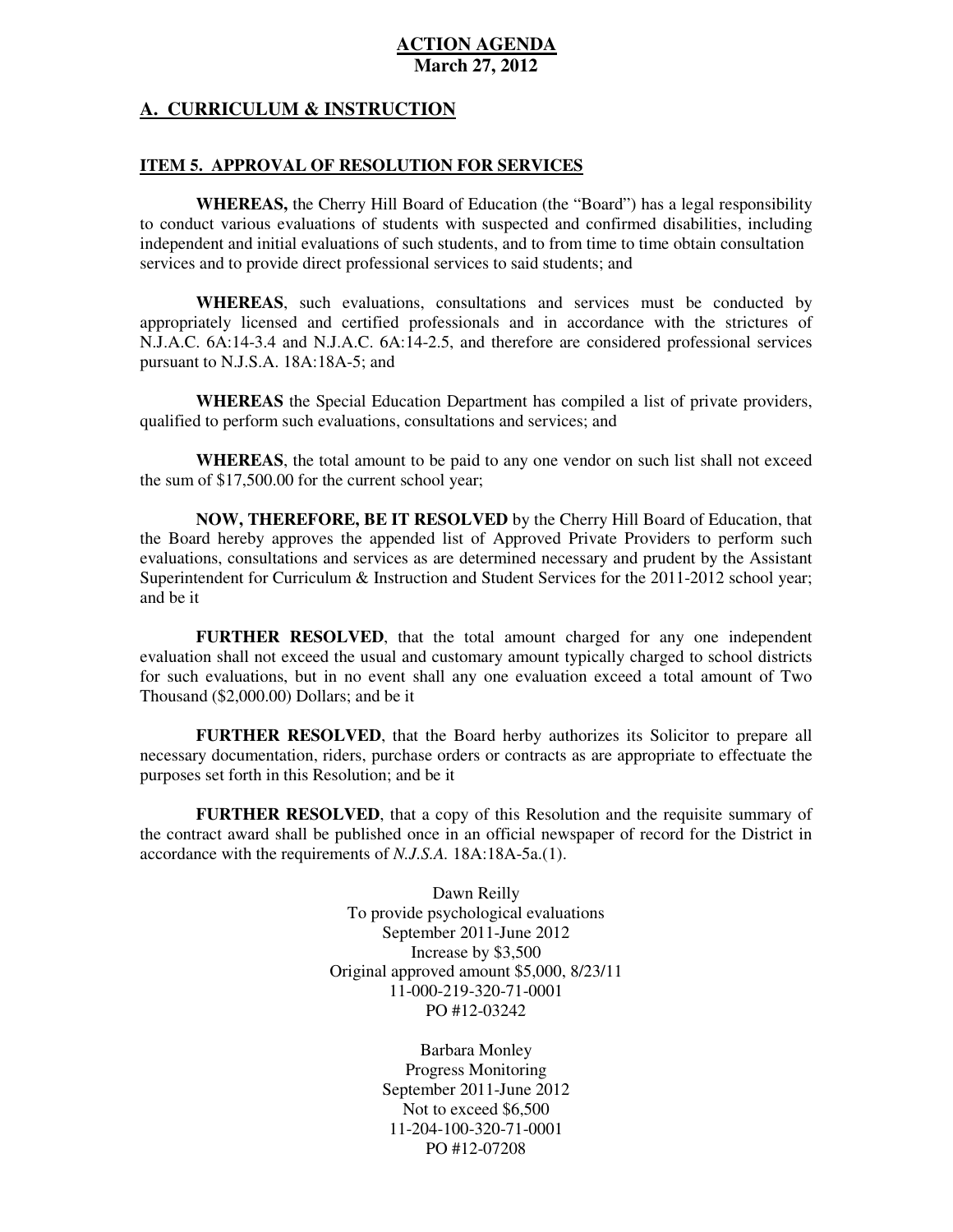**ACTION AGENDA**
**March 27, 2012**

## A. CURRICULUM & INSTRUCTION

### ITEM 5. APPROVAL OF RESOLUTION FOR SERVICES

**WHEREAS,** the Cherry Hill Board of Education (the "Board") has a legal responsibility to conduct various evaluations of students with suspected and confirmed disabilities, including independent and initial evaluations of such students, and to from time to time obtain consultation services and to provide direct professional services to said students; and

**WHEREAS**, such evaluations, consultations and services must be conducted by appropriately licensed and certified professionals and in accordance with the strictures of N.J.A.C. 6A:14-3.4 and N.J.A.C. 6A:14-2.5, and therefore are considered professional services pursuant to N.J.S.A. 18A:18A-5; and

**WHEREAS** the Special Education Department has compiled a list of private providers, qualified to perform such evaluations, consultations and services; and

**WHEREAS**, the total amount to be paid to any one vendor on such list shall not exceed the sum of $17,500.00 for the current school year;

**NOW, THEREFORE, BE IT RESOLVED** by the Cherry Hill Board of Education, that the Board hereby approves the appended list of Approved Private Providers to perform such evaluations, consultations and services as are determined necessary and prudent by the Assistant Superintendent for Curriculum & Instruction and Student Services for the 2011-2012 school year; and be it

**FURTHER RESOLVED**, that the total amount charged for any one independent evaluation shall not exceed the usual and customary amount typically charged to school districts for such evaluations, but in no event shall any one evaluation exceed a total amount of Two Thousand ($2,000.00) Dollars; and be it

**FURTHER RESOLVED**, that the Board herby authorizes its Solicitor to prepare all necessary documentation, riders, purchase orders or contracts as are appropriate to effectuate the purposes set forth in this Resolution; and be it

**FURTHER RESOLVED**, that a copy of this Resolution and the requisite summary of the contract award shall be published once in an official newspaper of record for the District in accordance with the requirements of *N.J.S.A.* 18A:18A-5a.(1).

Dawn Reilly
To provide psychological evaluations
September 2011-June 2012
Increase by $3,500
Original approved amount $5,000, 8/23/11
11-000-219-320-71-0001
PO #12-03242

Barbara Monley
Progress Monitoring
September 2011-June 2012
Not to exceed $6,500
11-204-100-320-71-0001
PO #12-07208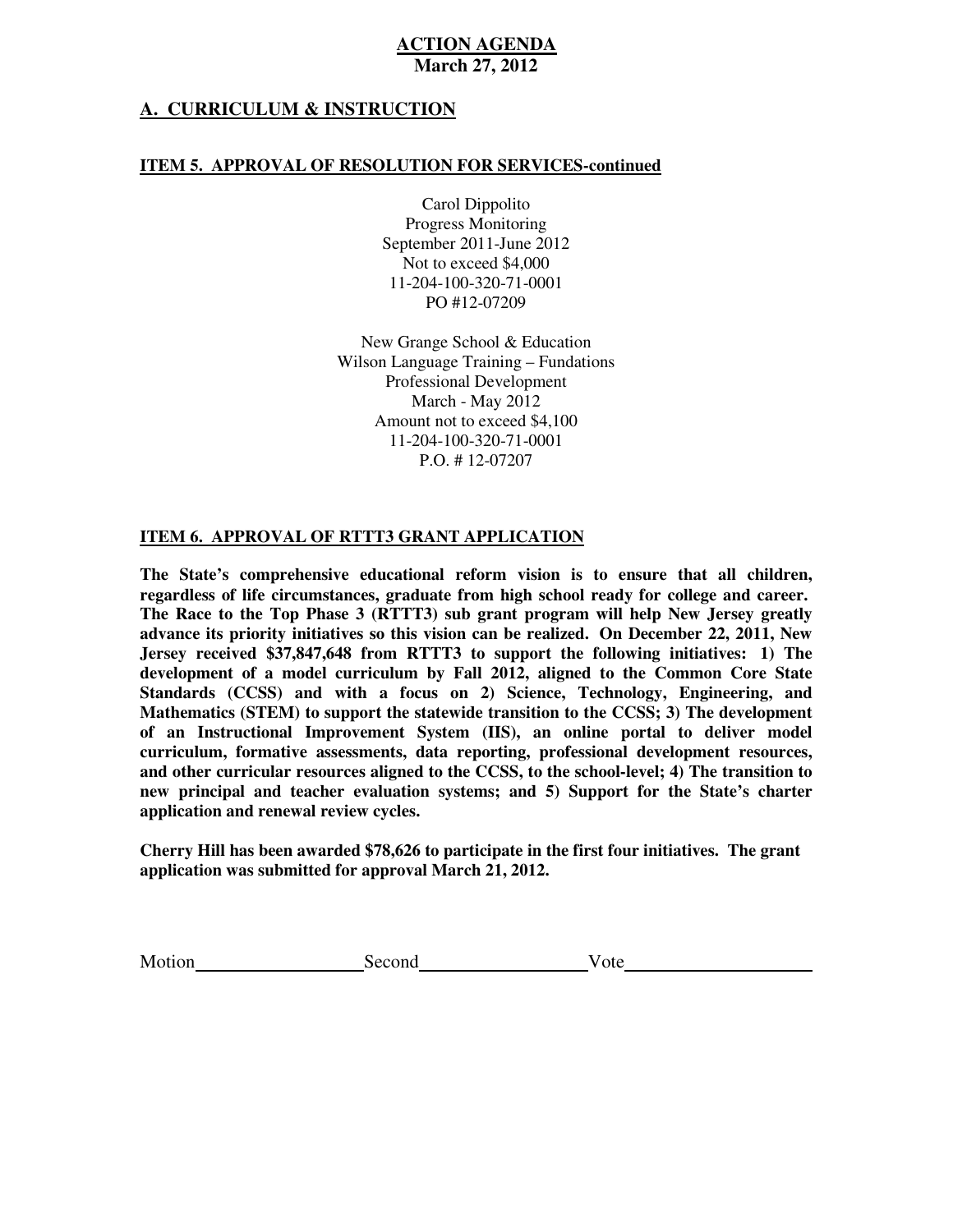**ACTION AGENDA**
**March 27, 2012**

## A. CURRICULUM & INSTRUCTION

**ITEM 5. APPROVAL OF RESOLUTION FOR SERVICES-continued**

Carol Dippolito
Progress Monitoring
September 2011-June 2012
Not to exceed $4,000
11-204-100-320-71-0001
PO #12-07209

New Grange School & Education
Wilson Language Training – Fundations
Professional Development
March - May 2012
Amount not to exceed $4,100
11-204-100-320-71-0001
P.O. # 12-07207

**ITEM 6. APPROVAL OF RTTT3 GRANT APPLICATION**

**The State's comprehensive educational reform vision is to ensure that all children, regardless of life circumstances, graduate from high school ready for college and career. The Race to the Top Phase 3 (RTTT3) sub grant program will help New Jersey greatly advance its priority initiatives so this vision can be realized. On December 22, 2011, New Jersey received $37,847,648 from RTTT3 to support the following initiatives: 1) The development of a model curriculum by Fall 2012, aligned to the Common Core State Standards (CCSS) and with a focus on 2) Science, Technology, Engineering, and Mathematics (STEM) to support the statewide transition to the CCSS; 3) The development of an Instructional Improvement System (IIS), an online portal to deliver model curriculum, formative assessments, data reporting, professional development resources, and other curricular resources aligned to the CCSS, to the school-level; 4) The transition to new principal and teacher evaluation systems; and 5) Support for the State's charter application and renewal review cycles.**

**Cherry Hill has been awarded $78,626 to participate in the first four initiatives. The grant application was submitted for approval March 21, 2012.**

Motion\_\_\_\_\_\_\_\_\_\_\_\_\_\_\_\_\_\_ Second\_\_\_\_\_\_\_\_\_\_\_\_\_\_\_\_\_\_ Vote\_\_\_\_\_\_\_\_\_\_\_\_\_\_\_\_\_\_\_\_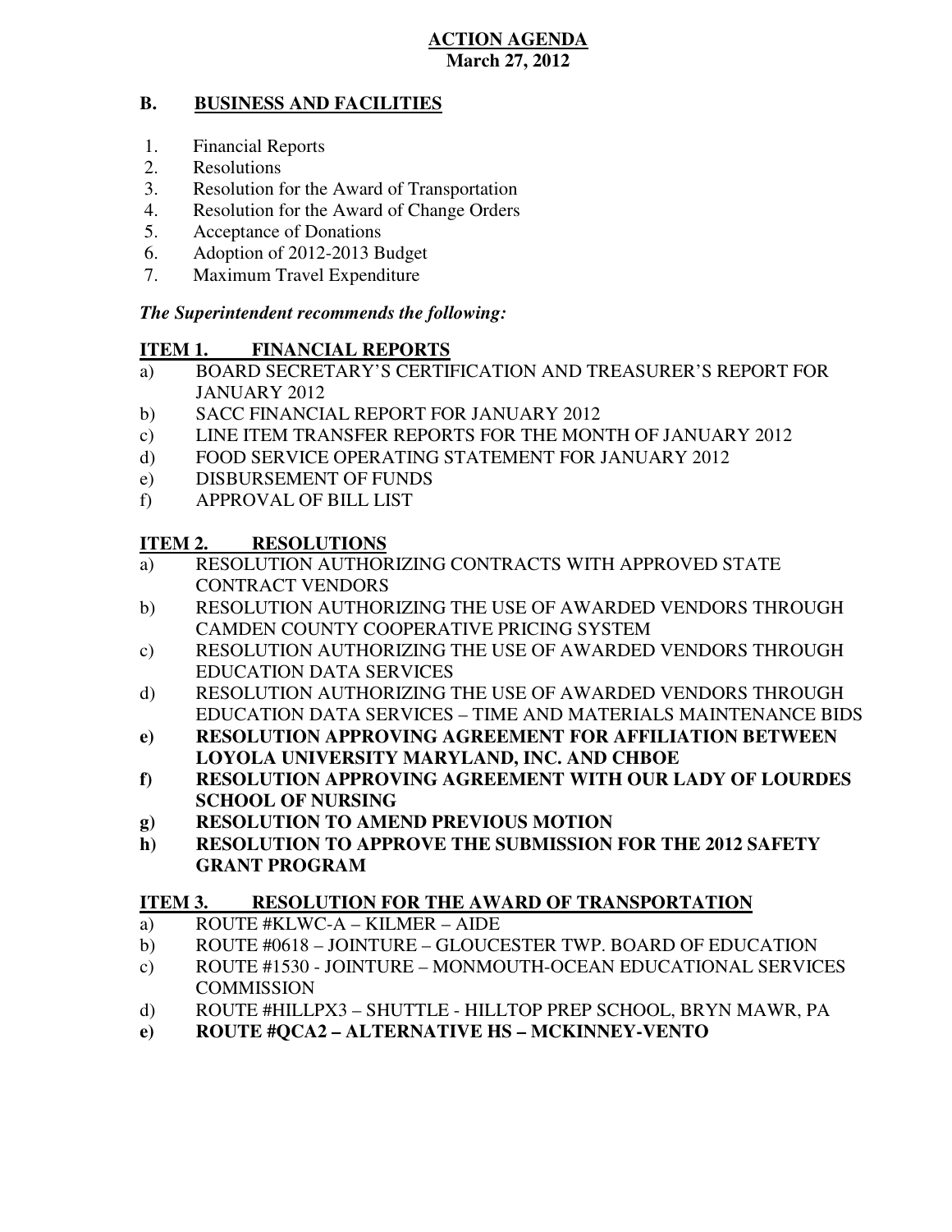**ACTION AGENDA**
**March 27, 2012**

## B. BUSINESS AND FACILITIES

1. Financial Reports
2. Resolutions
3. Resolution for the Award of Transportation
4. Resolution for the Award of Change Orders
5. Acceptance of Donations
6. Adoption of 2012-2013 Budget
7. Maximum Travel Expenditure

***The Superintendent recommends the following:***

### ITEM 1. FINANCIAL REPORTS

a) BOARD SECRETARY'S CERTIFICATION AND TREASURER'S REPORT FOR JANUARY 2012
b) SACC FINANCIAL REPORT FOR JANUARY 2012
c) LINE ITEM TRANSFER REPORTS FOR THE MONTH OF JANUARY 2012
d) FOOD SERVICE OPERATING STATEMENT FOR JANUARY 2012
e) DISBURSEMENT OF FUNDS
f) APPROVAL OF BILL LIST

### ITEM 2. RESOLUTIONS

a) RESOLUTION AUTHORIZING CONTRACTS WITH APPROVED STATE CONTRACT VENDORS
b) RESOLUTION AUTHORIZING THE USE OF AWARDED VENDORS THROUGH CAMDEN COUNTY COOPERATIVE PRICING SYSTEM
c) RESOLUTION AUTHORIZING THE USE OF AWARDED VENDORS THROUGH EDUCATION DATA SERVICES
d) RESOLUTION AUTHORIZING THE USE OF AWARDED VENDORS THROUGH EDUCATION DATA SERVICES – TIME AND MATERIALS MAINTENANCE BIDS
**e) RESOLUTION APPROVING AGREEMENT FOR AFFILIATION BETWEEN LOYOLA UNIVERSITY MARYLAND, INC. AND CHBOE**
**f) RESOLUTION APPROVING AGREEMENT WITH OUR LADY OF LOURDES SCHOOL OF NURSING**
**g) RESOLUTION TO AMEND PREVIOUS MOTION**
**h) RESOLUTION TO APPROVE THE SUBMISSION FOR THE 2012 SAFETY GRANT PROGRAM**

### ITEM 3. RESOLUTION FOR THE AWARD OF TRANSPORTATION

a) ROUTE #KLWC-A – KILMER – AIDE
b) ROUTE #0618 – JOINTURE – GLOUCESTER TWP. BOARD OF EDUCATION
c) ROUTE #1530 - JOINTURE – MONMOUTH-OCEAN EDUCATIONAL SERVICES COMMISSION
d) ROUTE #HILLPX3 – SHUTTLE - HILLTOP PREP SCHOOL, BRYN MAWR, PA
**e) ROUTE #QCA2 – ALTERNATIVE HS – MCKINNEY-VENTO**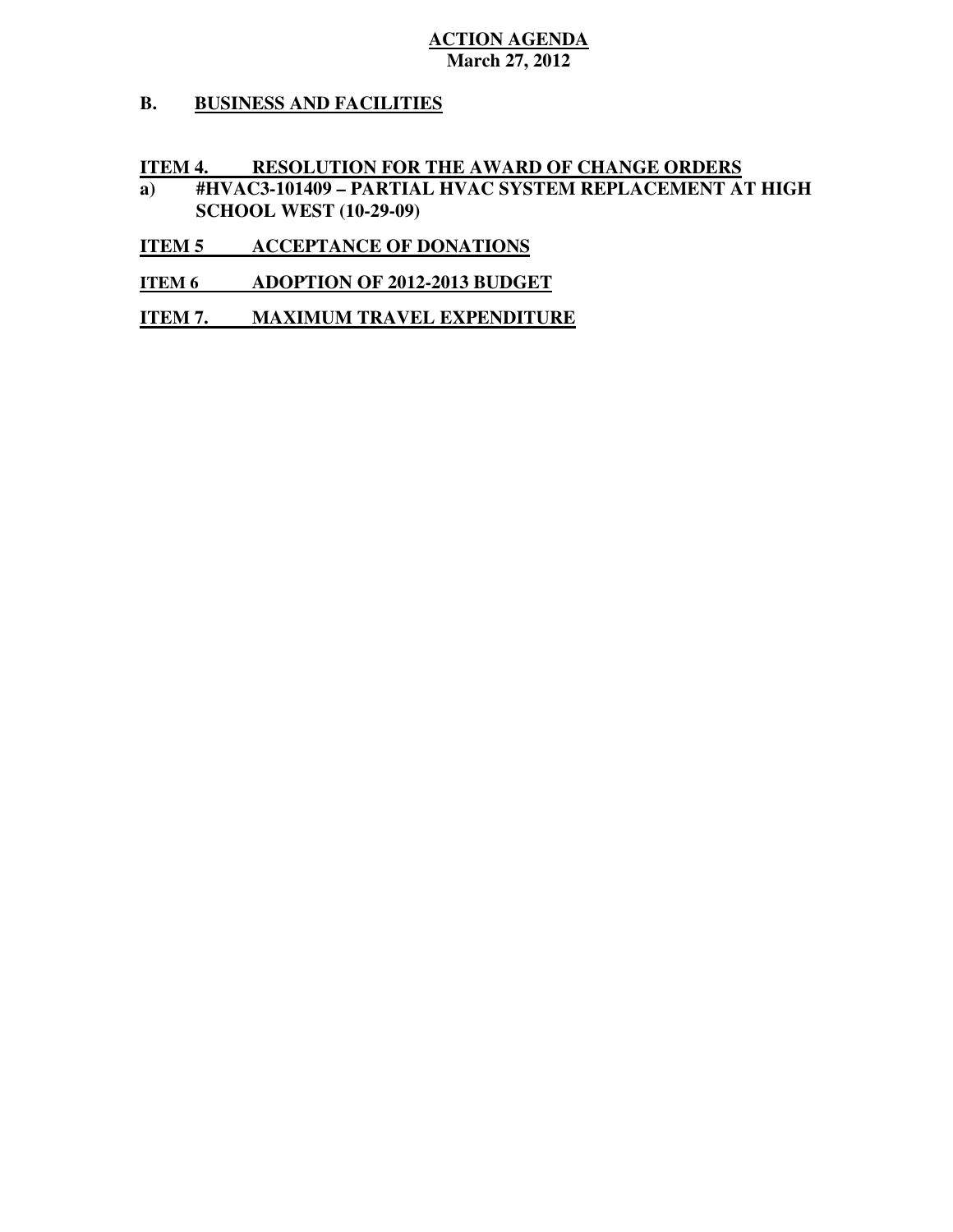**ACTION AGENDA**
**March 27, 2012**

## B. BUSINESS AND FACILITIES

### ITEM 4. RESOLUTION FOR THE AWARD OF CHANGE ORDERS

**a) #HVAC3-101409 – PARTIAL HVAC SYSTEM REPLACEMENT AT HIGH SCHOOL WEST (10-29-09)**

### ITEM 5 ACCEPTANCE OF DONATIONS

### ITEM 6 ADOPTION OF 2012-2013 BUDGET

### ITEM 7. MAXIMUM TRAVEL EXPENDITURE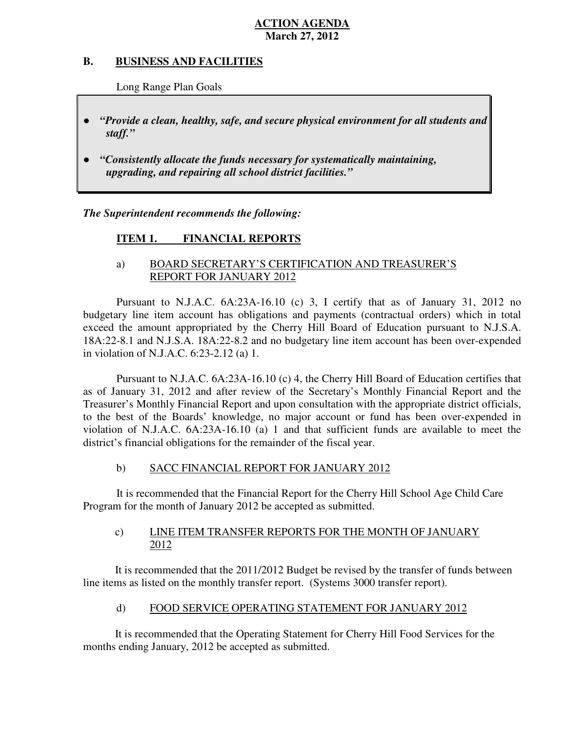# ACTION AGENDA

**March 27, 2012**

## B. BUSINESS AND FACILITIES

Long Range Plan Goals

- ***"Provide a clean, healthy, safe, and secure physical environment for all students and staff."***
- ***"Consistently allocate the funds necessary for systematically maintaining, upgrading, and repairing all school district facilities."***

***The Superintendent recommends the following:***

### ITEM 1. FINANCIAL REPORTS

a) BOARD SECRETARY'S CERTIFICATION AND TREASURER'S REPORT FOR JANUARY 2012

Pursuant to N.J.A.C. 6A:23A-16.10 (c) 3, I certify that as of January 31, 2012 no budgetary line item account has obligations and payments (contractual orders) which in total exceed the amount appropriated by the Cherry Hill Board of Education pursuant to N.J.S.A. 18A:22-8.1 and N.J.S.A. 18A:22-8.2 and no budgetary line item account has been over-expended in violation of N.J.A.C. 6:23-2.12 (a) 1.

Pursuant to N.J.A.C. 6A:23A-16.10 (c) 4, the Cherry Hill Board of Education certifies that as of January 31, 2012 and after review of the Secretary's Monthly Financial Report and the Treasurer's Monthly Financial Report and upon consultation with the appropriate district officials, to the best of the Boards' knowledge, no major account or fund has been over-expended in violation of N.J.A.C. 6A:23A-16.10 (a) 1 and that sufficient funds are available to meet the district's financial obligations for the remainder of the fiscal year.

b) SACC FINANCIAL REPORT FOR JANUARY 2012

It is recommended that the Financial Report for the Cherry Hill School Age Child Care Program for the month of January 2012 be accepted as submitted.

c) LINE ITEM TRANSFER REPORTS FOR THE MONTH OF JANUARY 2012

It is recommended that the 2011/2012 Budget be revised by the transfer of funds between line items as listed on the monthly transfer report. (Systems 3000 transfer report).

d) FOOD SERVICE OPERATING STATEMENT FOR JANUARY 2012

It is recommended that the Operating Statement for Cherry Hill Food Services for the months ending January, 2012 be accepted as submitted.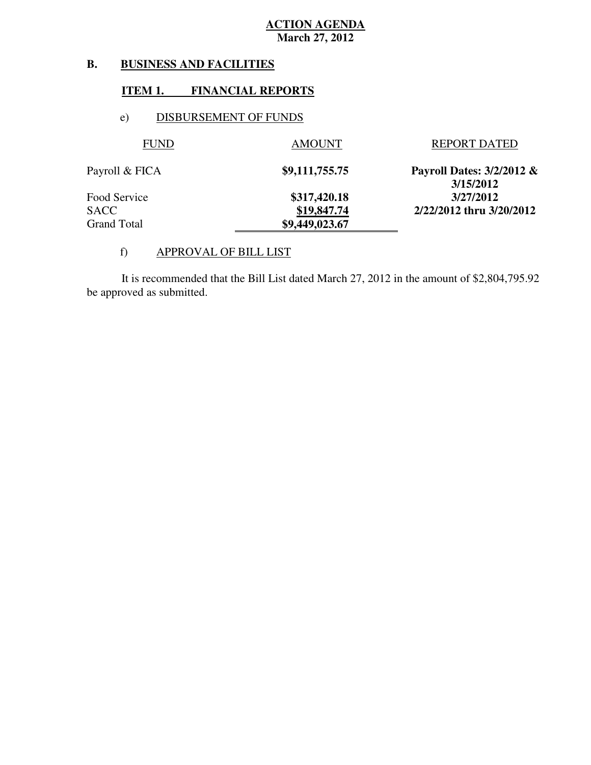**ACTION AGENDA**
**March 27, 2012**

## B. BUSINESS AND FACILITIES

### ITEM 1. FINANCIAL REPORTS

e) DISBURSEMENT OF FUNDS

| FUND | AMOUNT | REPORT DATED |
|---|---|---|
| Payroll & FICA | **$9,111,755.75** | **Payroll Dates: 3/2/2012 & 3/15/2012** |
| Food Service | **$317,420.18** | **3/27/2012** |
| SACC | **$19,847.74** | **2/22/2012 thru 3/20/2012** |
| Grand Total | **$9,449,023.67** | |

f) APPROVAL OF BILL LIST

It is recommended that the Bill List dated March 27, 2012 in the amount of $2,804,795.92 be approved as submitted.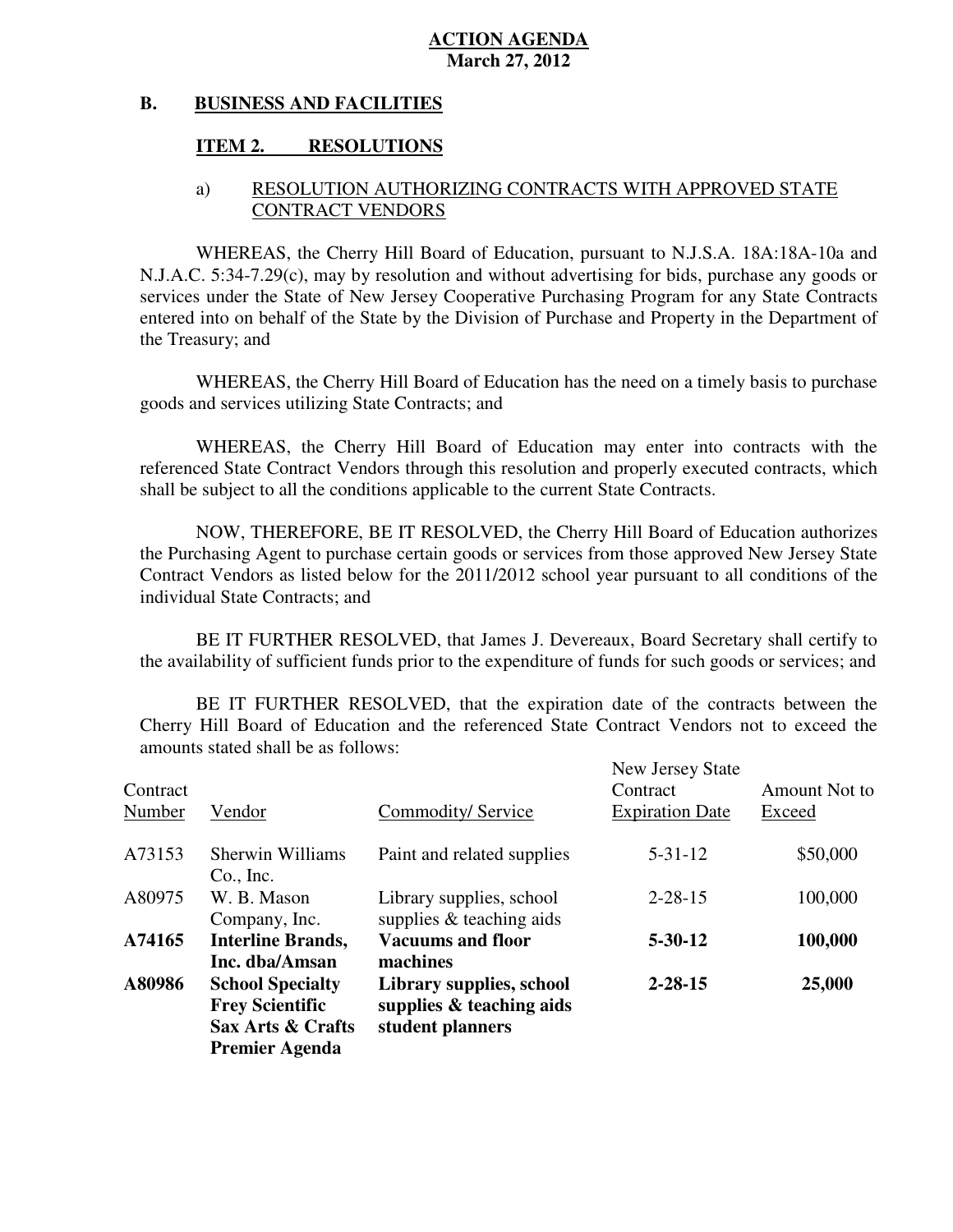**ACTION AGENDA**
**March 27, 2012**

## B. BUSINESS AND FACILITIES

### ITEM 2. RESOLUTIONS

a) RESOLUTION AUTHORIZING CONTRACTS WITH APPROVED STATE CONTRACT VENDORS

WHEREAS, the Cherry Hill Board of Education, pursuant to N.J.S.A. 18A:18A-10a and N.J.A.C. 5:34-7.29(c), may by resolution and without advertising for bids, purchase any goods or services under the State of New Jersey Cooperative Purchasing Program for any State Contracts entered into on behalf of the State by the Division of Purchase and Property in the Department of the Treasury; and

WHEREAS, the Cherry Hill Board of Education has the need on a timely basis to purchase goods and services utilizing State Contracts; and

WHEREAS, the Cherry Hill Board of Education may enter into contracts with the referenced State Contract Vendors through this resolution and properly executed contracts, which shall be subject to all the conditions applicable to the current State Contracts.

NOW, THEREFORE, BE IT RESOLVED, the Cherry Hill Board of Education authorizes the Purchasing Agent to purchase certain goods or services from those approved New Jersey State Contract Vendors as listed below for the 2011/2012 school year pursuant to all conditions of the individual State Contracts; and

BE IT FURTHER RESOLVED, that James J. Devereaux, Board Secretary shall certify to the availability of sufficient funds prior to the expenditure of funds for such goods or services; and

BE IT FURTHER RESOLVED, that the expiration date of the contracts between the Cherry Hill Board of Education and the referenced State Contract Vendors not to exceed the amounts stated shall be as follows:

| Contract Number | Vendor | Commodity/ Service | New Jersey State Contract Expiration Date | Amount Not to Exceed |
|---|---|---|---|---|
| A73153 | Sherwin Williams Co., Inc. | Paint and related supplies | 5-31-12 | $50,000 |
| A80975 | W. B. Mason Company, Inc. | Library supplies, school supplies & teaching aids | 2-28-15 | 100,000 |
| **A74165** | **Interline Brands, Inc. dba/Amsan** | **Vacuums and floor machines** | **5-30-12** | **100,000** |
| **A80986** | **School Specialty Frey Scientific Sax Arts & Crafts Premier Agenda** | **Library supplies, school supplies & teaching aids student planners** | **2-28-15** | **25,000** |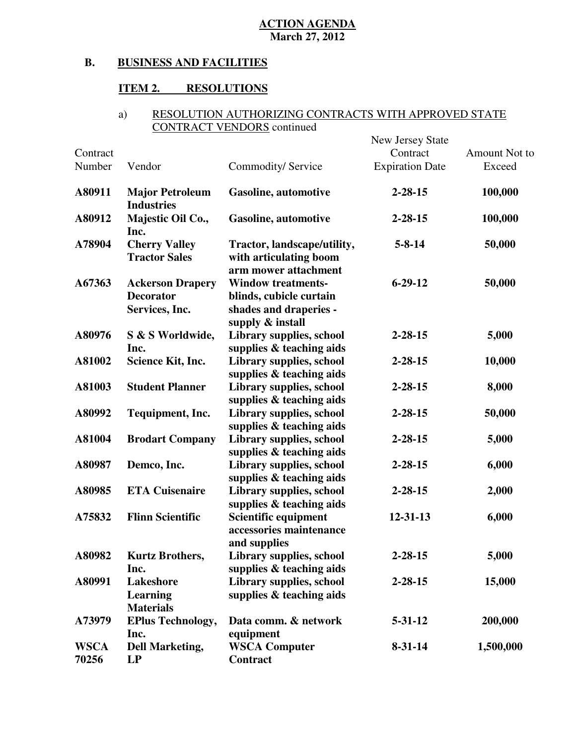**ACTION AGENDA**
**March 27, 2012**

## B. BUSINESS AND FACILITIES

### ITEM 2. RESOLUTIONS

a) RESOLUTION AUTHORIZING CONTRACTS WITH APPROVED STATE CONTRACT VENDORS continued

| Contract Number | Vendor | Commodity/ Service | New Jersey State Contract Expiration Date | Amount Not to Exceed |
|---|---|---|---|---|
| **A80911** | **Major Petroleum Industries** | **Gasoline, automotive** | **2-28-15** | **100,000** |
| **A80912** | **Majestic Oil Co., Inc.** | **Gasoline, automotive** | **2-28-15** | **100,000** |
| **A78904** | **Cherry Valley Tractor Sales** | **Tractor, landscape/utility, with articulating boom arm mower attachment** | **5-8-14** | **50,000** |
| **A67363** | **Ackerson Drapery Decorator Services, Inc.** | **Window treatments- blinds, cubicle curtain shades and draperies - supply & install** | **6-29-12** | **50,000** |
| **A80976** | **S & S Worldwide, Inc.** | **Library supplies, school supplies & teaching aids** | **2-28-15** | **5,000** |
| **A81002** | **Science Kit, Inc.** | **Library supplies, school supplies & teaching aids** | **2-28-15** | **10,000** |
| **A81003** | **Student Planner** | **Library supplies, school supplies & teaching aids** | **2-28-15** | **8,000** |
| **A80992** | **Tequipment, Inc.** | **Library supplies, school supplies & teaching aids** | **2-28-15** | **50,000** |
| **A81004** | **Brodart Company** | **Library supplies, school supplies & teaching aids** | **2-28-15** | **5,000** |
| **A80987** | **Demco, Inc.** | **Library supplies, school supplies & teaching aids** | **2-28-15** | **6,000** |
| **A80985** | **ETA Cuisenaire** | **Library supplies, school supplies & teaching aids** | **2-28-15** | **2,000** |
| **A75832** | **Flinn Scientific** | **Scientific equipment accessories maintenance and supplies** | **12-31-13** | **6,000** |
| **A80982** | **Kurtz Brothers, Inc.** | **Library supplies, school supplies & teaching aids** | **2-28-15** | **5,000** |
| **A80991** | **Lakeshore Learning Materials** | **Library supplies, school supplies & teaching aids** | **2-28-15** | **15,000** |
| **A73979** | **EPlus Technology, Inc.** | **Data comm. & network equipment** | **5-31-12** | **200,000** |
| **WSCA 70256** | **Dell Marketing, LP** | **WSCA Computer Contract** | **8-31-14** | **1,500,000** |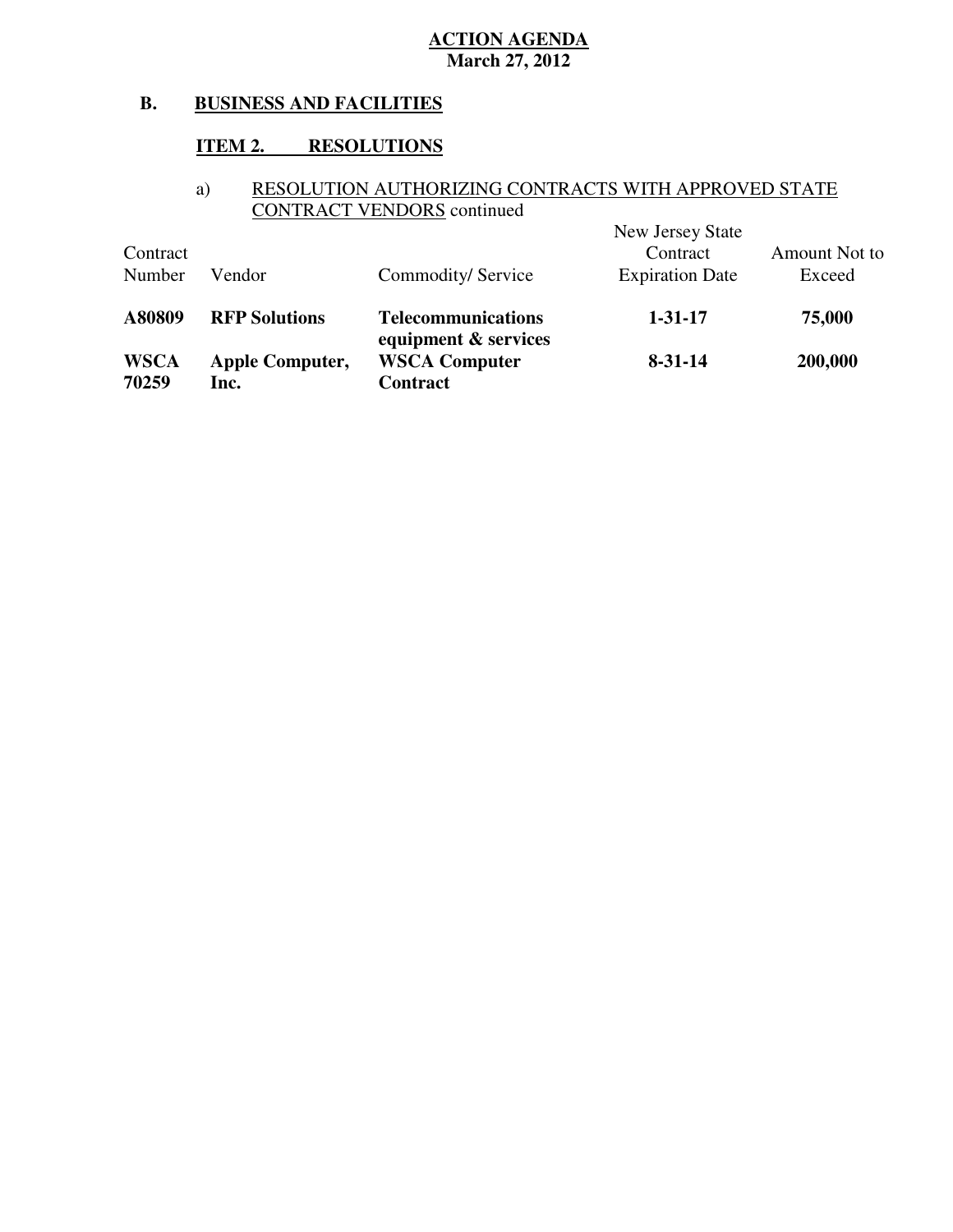**ACTION AGENDA**
**March 27, 2012**

## B. BUSINESS AND FACILITIES

### ITEM 2. RESOLUTIONS

a) RESOLUTION AUTHORIZING CONTRACTS WITH APPROVED STATE CONTRACT VENDORS continued

| Contract Number | Vendor | Commodity/ Service | New Jersey State Contract Expiration Date | Amount Not to Exceed |
|---|---|---|---|---|
| **A80809** | **RFP Solutions** | **Telecommunications equipment & services** | **1-31-17** | **75,000** |
| **WSCA 70259** | **Apple Computer, Inc.** | **WSCA Computer Contract** | **8-31-14** | **200,000** |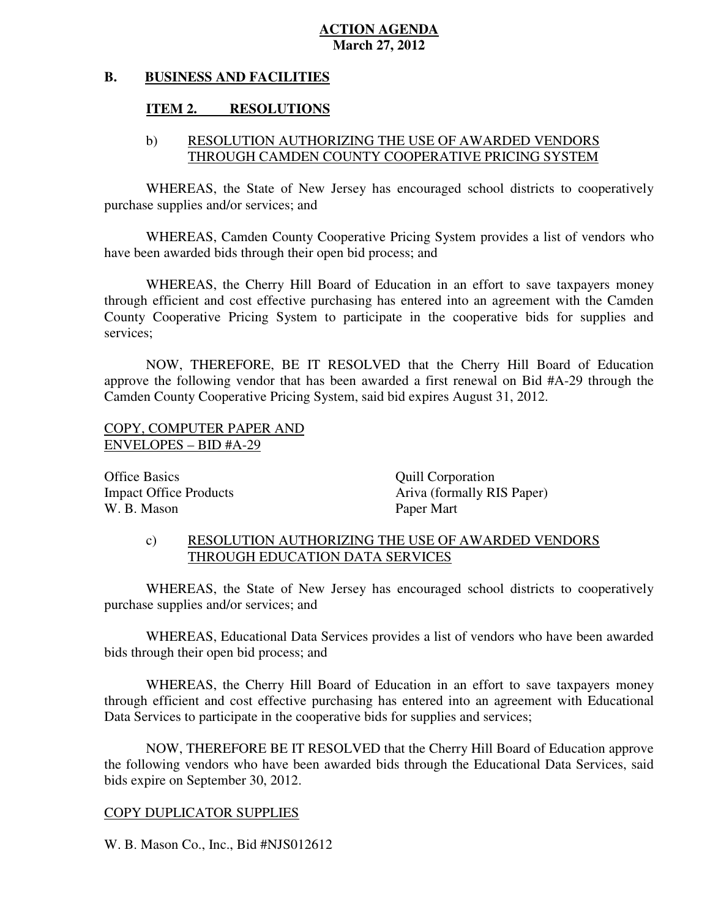# ACTION AGENDA
**March 27, 2012**

## B. BUSINESS AND FACILITIES

### ITEM 2. RESOLUTIONS

#### b) RESOLUTION AUTHORIZING THE USE OF AWARDED VENDORS THROUGH CAMDEN COUNTY COOPERATIVE PRICING SYSTEM

WHEREAS, the State of New Jersey has encouraged school districts to cooperatively purchase supplies and/or services; and

WHEREAS, Camden County Cooperative Pricing System provides a list of vendors who have been awarded bids through their open bid process; and

WHEREAS, the Cherry Hill Board of Education in an effort to save taxpayers money through efficient and cost effective purchasing has entered into an agreement with the Camden County Cooperative Pricing System to participate in the cooperative bids for supplies and services;

NOW, THEREFORE, BE IT RESOLVED that the Cherry Hill Board of Education approve the following vendor that has been awarded a first renewal on Bid #A-29 through the Camden County Cooperative Pricing System, said bid expires August 31, 2012.

COPY, COMPUTER PAPER AND ENVELOPES – BID #A-29

Office Basics
Impact Office Products
W. B. Mason
Quill Corporation
Ariva (formally RIS Paper)
Paper Mart

#### c) RESOLUTION AUTHORIZING THE USE OF AWARDED VENDORS THROUGH EDUCATION DATA SERVICES

WHEREAS, the State of New Jersey has encouraged school districts to cooperatively purchase supplies and/or services; and

WHEREAS, Educational Data Services provides a list of vendors who have been awarded bids through their open bid process; and

WHEREAS, the Cherry Hill Board of Education in an effort to save taxpayers money through efficient and cost effective purchasing has entered into an agreement with Educational Data Services to participate in the cooperative bids for supplies and services;

NOW, THEREFORE BE IT RESOLVED that the Cherry Hill Board of Education approve the following vendors who have been awarded bids through the Educational Data Services, said bids expire on September 30, 2012.

COPY DUPLICATOR SUPPLIES

W. B. Mason Co., Inc., Bid #NJS012612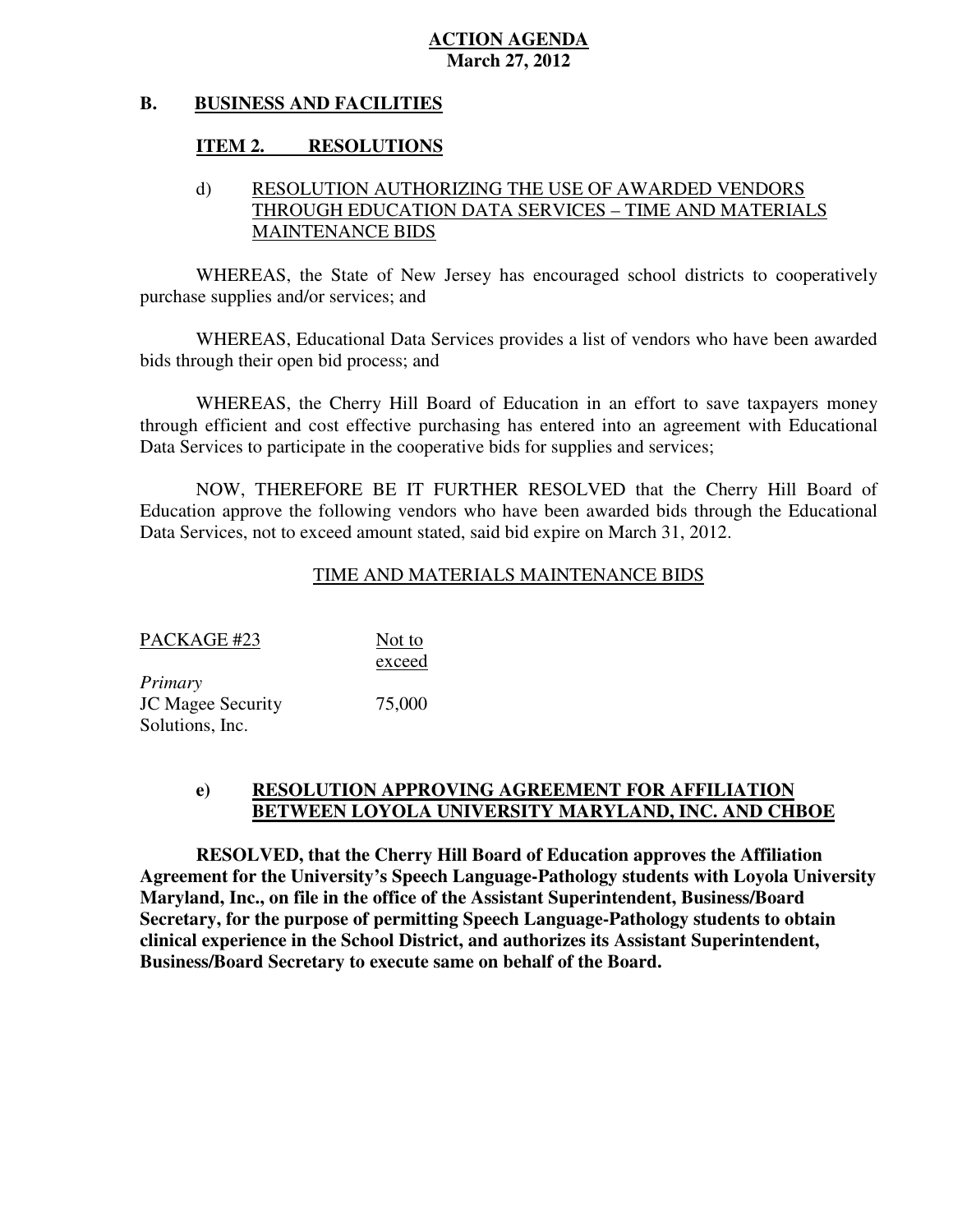**ACTION AGENDA**
**March 27, 2012**

**B. BUSINESS AND FACILITIES**

**ITEM 2. RESOLUTIONS**

d) RESOLUTION AUTHORIZING THE USE OF AWARDED VENDORS THROUGH EDUCATION DATA SERVICES – TIME AND MATERIALS MAINTENANCE BIDS

WHEREAS, the State of New Jersey has encouraged school districts to cooperatively purchase supplies and/or services; and

WHEREAS, Educational Data Services provides a list of vendors who have been awarded bids through their open bid process; and

WHEREAS, the Cherry Hill Board of Education in an effort to save taxpayers money through efficient and cost effective purchasing has entered into an agreement with Educational Data Services to participate in the cooperative bids for supplies and services;

NOW, THEREFORE BE IT FURTHER RESOLVED that the Cherry Hill Board of Education approve the following vendors who have been awarded bids through the Educational Data Services, not to exceed amount stated, said bid expire on March 31, 2012.

TIME AND MATERIALS MAINTENANCE BIDS

| PACKAGE #23 | Not to exceed |
|---|---|
| *Primary* | |
| JC Magee Security Solutions, Inc. | 75,000 |

**e) RESOLUTION APPROVING AGREEMENT FOR AFFILIATION BETWEEN LOYOLA UNIVERSITY MARYLAND, INC. AND CHBOE**

**RESOLVED, that the Cherry Hill Board of Education approves the Affiliation Agreement for the University's Speech Language-Pathology students with Loyola University Maryland, Inc., on file in the office of the Assistant Superintendent, Business/Board Secretary, for the purpose of permitting Speech Language-Pathology students to obtain clinical experience in the School District, and authorizes its Assistant Superintendent, Business/Board Secretary to execute same on behalf of the Board.**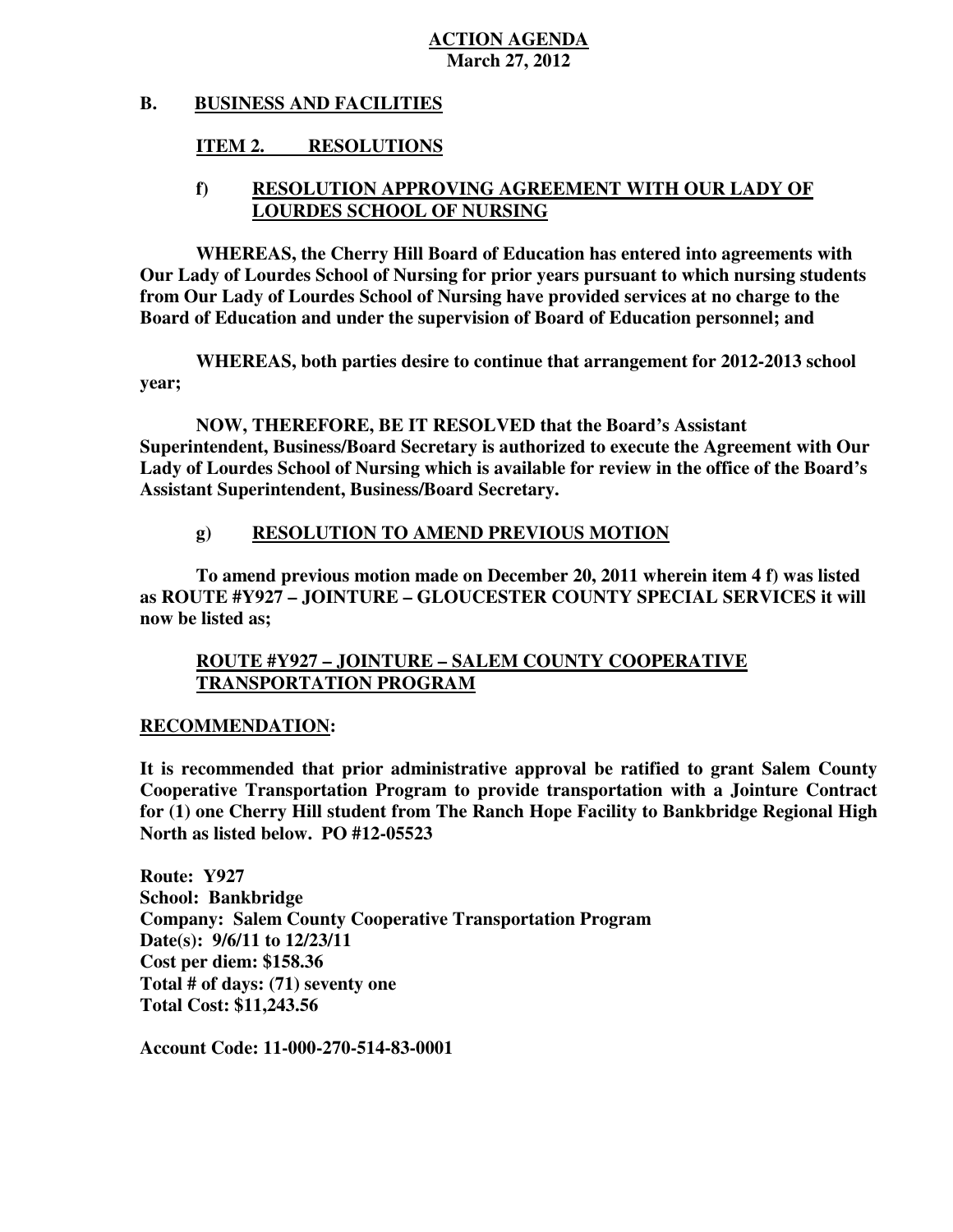**ACTION AGENDA**
**March 27, 2012**

## B. BUSINESS AND FACILITIES

### ITEM 2. RESOLUTIONS

#### f) RESOLUTION APPROVING AGREEMENT WITH OUR LADY OF LOURDES SCHOOL OF NURSING

**WHEREAS, the Cherry Hill Board of Education has entered into agreements with Our Lady of Lourdes School of Nursing for prior years pursuant to which nursing students from Our Lady of Lourdes School of Nursing have provided services at no charge to the Board of Education and under the supervision of Board of Education personnel; and**

**WHEREAS, both parties desire to continue that arrangement for 2012-2013 school year;**

**NOW, THEREFORE, BE IT RESOLVED that the Board's Assistant Superintendent, Business/Board Secretary is authorized to execute the Agreement with Our Lady of Lourdes School of Nursing which is available for review in the office of the Board's Assistant Superintendent, Business/Board Secretary.**

#### g) RESOLUTION TO AMEND PREVIOUS MOTION

**To amend previous motion made on December 20, 2011 wherein item 4 f) was listed as ROUTE #Y927 – JOINTURE – GLOUCESTER COUNTY SPECIAL SERVICES it will now be listed as;**

**ROUTE #Y927 – JOINTURE – SALEM COUNTY COOPERATIVE TRANSPORTATION PROGRAM**

**RECOMMENDATION:**

**It is recommended that prior administrative approval be ratified to grant Salem County Cooperative Transportation Program to provide transportation with a Jointure Contract for (1) one Cherry Hill student from The Ranch Hope Facility to Bankbridge Regional High North as listed below. PO #12-05523**

**Route: Y927**
**School: Bankbridge**
**Company: Salem County Cooperative Transportation Program**
**Date(s): 9/6/11 to 12/23/11**
**Cost per diem: $158.36**
**Total # of days: (71) seventy one**
**Total Cost: $11,243.56**

**Account Code: 11-000-270-514-83-0001**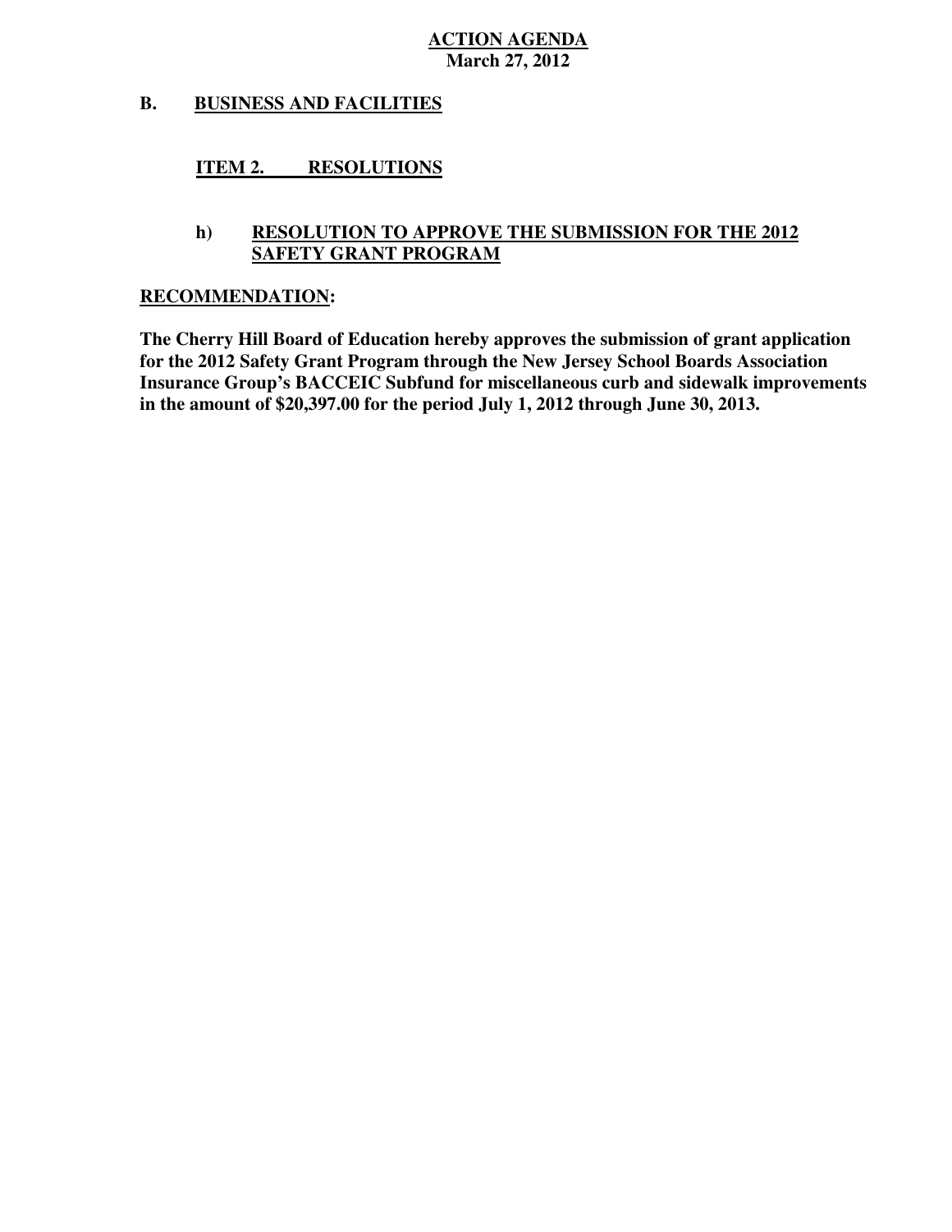**ACTION AGENDA**
**March 27, 2012**

## B. BUSINESS AND FACILITIES

### ITEM 2. RESOLUTIONS

#### h) RESOLUTION TO APPROVE THE SUBMISSION FOR THE 2012 SAFETY GRANT PROGRAM

**RECOMMENDATION:**

**The Cherry Hill Board of Education hereby approves the submission of grant application for the 2012 Safety Grant Program through the New Jersey School Boards Association Insurance Group's BACCEIC Subfund for miscellaneous curb and sidewalk improvements in the amount of $20,397.00 for the period July 1, 2012 through June 30, 2013.**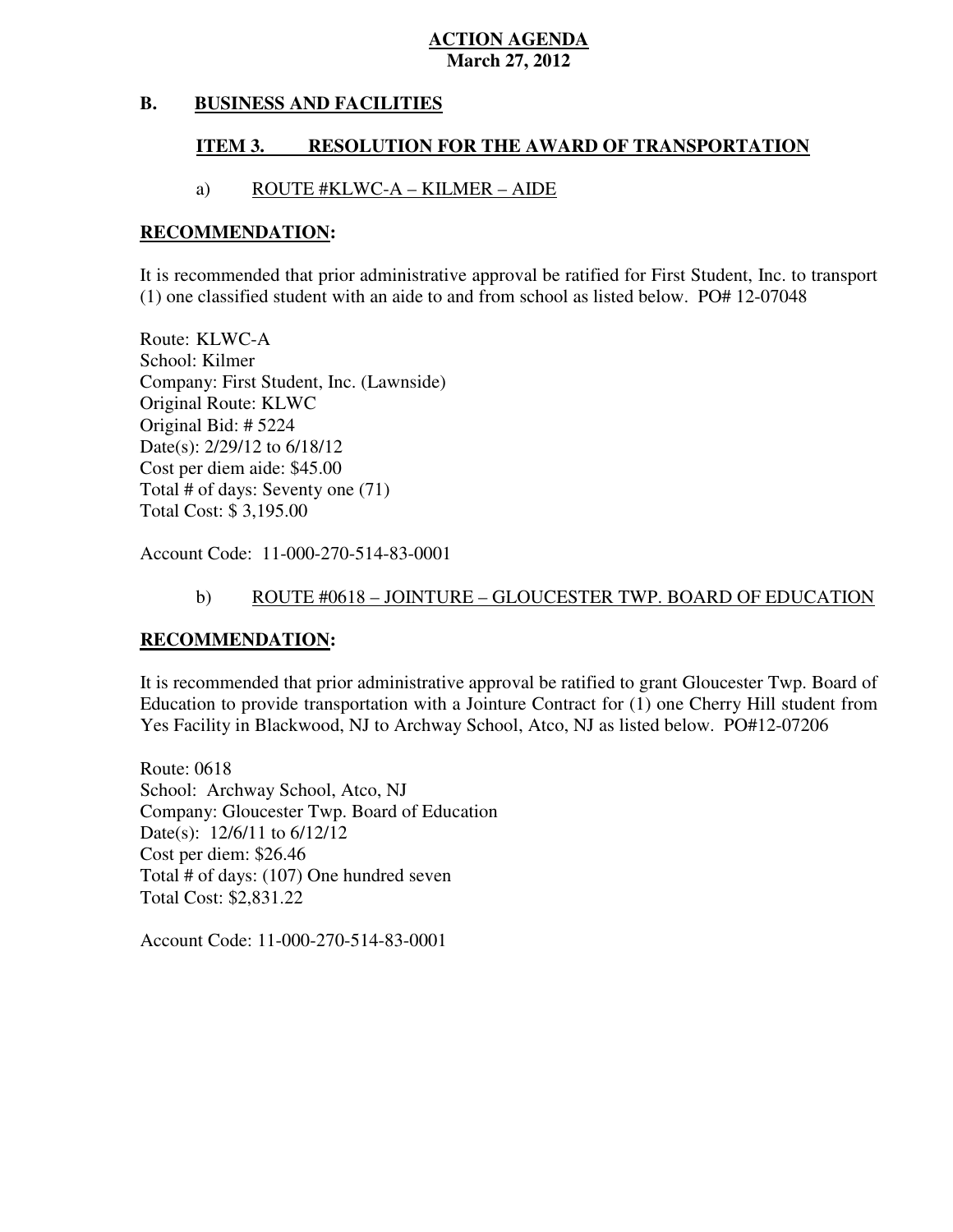**ACTION AGENDA**
**March 27, 2012**

## B. BUSINESS AND FACILITIES

### ITEM 3. RESOLUTION FOR THE AWARD OF TRANSPORTATION

a) ROUTE #KLWC-A – KILMER – AIDE

**RECOMMENDATION:**

It is recommended that prior administrative approval be ratified for First Student, Inc. to transport (1) one classified student with an aide to and from school as listed below. PO# 12-07048

Route: KLWC-A
School: Kilmer
Company: First Student, Inc. (Lawnside)
Original Route: KLWC
Original Bid: # 5224
Date(s): 2/29/12 to 6/18/12
Cost per diem aide: $45.00
Total # of days: Seventy one (71)
Total Cost: $ 3,195.00

Account Code: 11-000-270-514-83-0001

b) ROUTE #0618 – JOINTURE – GLOUCESTER TWP. BOARD OF EDUCATION

**RECOMMENDATION:**

It is recommended that prior administrative approval be ratified to grant Gloucester Twp. Board of Education to provide transportation with a Jointure Contract for (1) one Cherry Hill student from Yes Facility in Blackwood, NJ to Archway School, Atco, NJ as listed below. PO#12-07206

Route: 0618
School: Archway School, Atco, NJ
Company: Gloucester Twp. Board of Education
Date(s): 12/6/11 to 6/12/12
Cost per diem: $26.46
Total # of days: (107) One hundred seven
Total Cost: $2,831.22

Account Code: 11-000-270-514-83-0001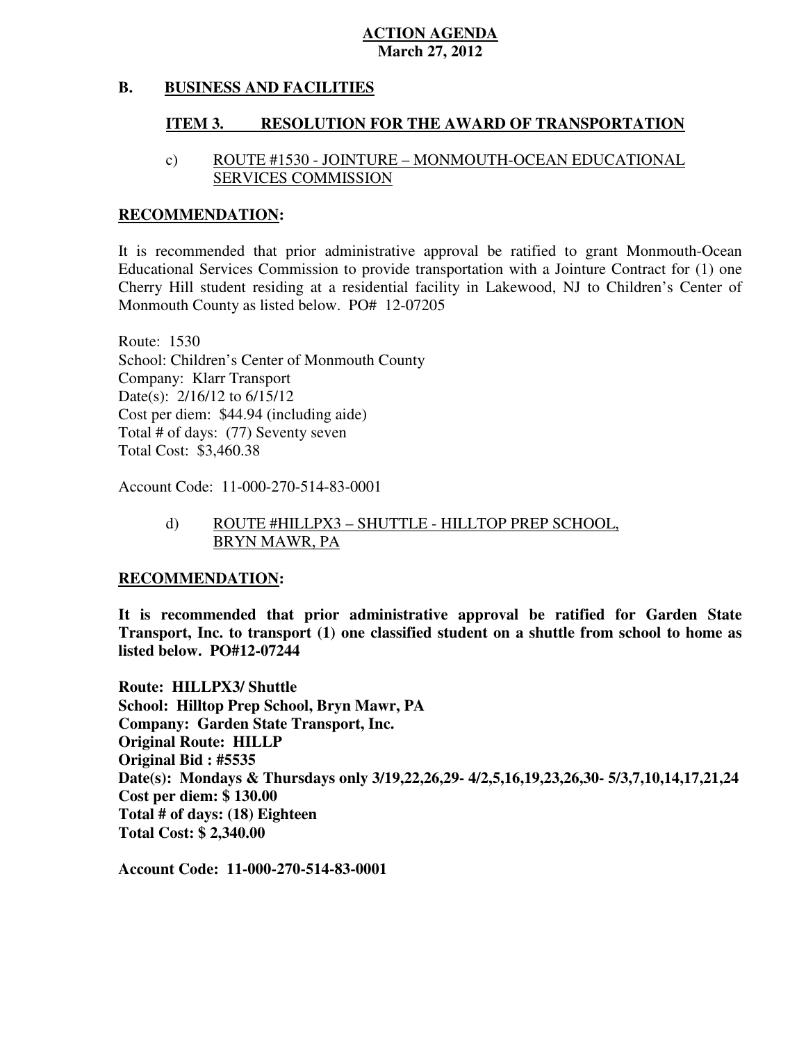**ACTION AGENDA**
**March 27, 2012**

## B. BUSINESS AND FACILITIES

### ITEM 3. RESOLUTION FOR THE AWARD OF TRANSPORTATION

c) ROUTE #1530 - JOINTURE – MONMOUTH-OCEAN EDUCATIONAL SERVICES COMMISSION

**RECOMMENDATION:**

It is recommended that prior administrative approval be ratified to grant Monmouth-Ocean Educational Services Commission to provide transportation with a Jointure Contract for (1) one Cherry Hill student residing at a residential facility in Lakewood, NJ to Children's Center of Monmouth County as listed below. PO# 12-07205

Route: 1530
School: Children's Center of Monmouth County
Company: Klarr Transport
Date(s): 2/16/12 to 6/15/12
Cost per diem: $44.94 (including aide)
Total # of days: (77) Seventy seven
Total Cost: $3,460.38

Account Code: 11-000-270-514-83-0001

d) ROUTE #HILLPX3 – SHUTTLE - HILLTOP PREP SCHOOL, BRYN MAWR, PA

**RECOMMENDATION:**

**It is recommended that prior administrative approval be ratified for Garden State Transport, Inc. to transport (1) one classified student on a shuttle from school to home as listed below. PO#12-07244**

**Route: HILLPX3/ Shuttle**
**School: Hilltop Prep School, Bryn Mawr, PA**
**Company: Garden State Transport, Inc.**
**Original Route: HILLP**
**Original Bid : #5535**
**Date(s): Mondays & Thursdays only 3/19,22,26,29- 4/2,5,16,19,23,26,30- 5/3,7,10,14,17,21,24**
**Cost per diem: $ 130.00**
**Total # of days: (18) Eighteen**
**Total Cost: $ 2,340.00**

**Account Code: 11-000-270-514-83-0001**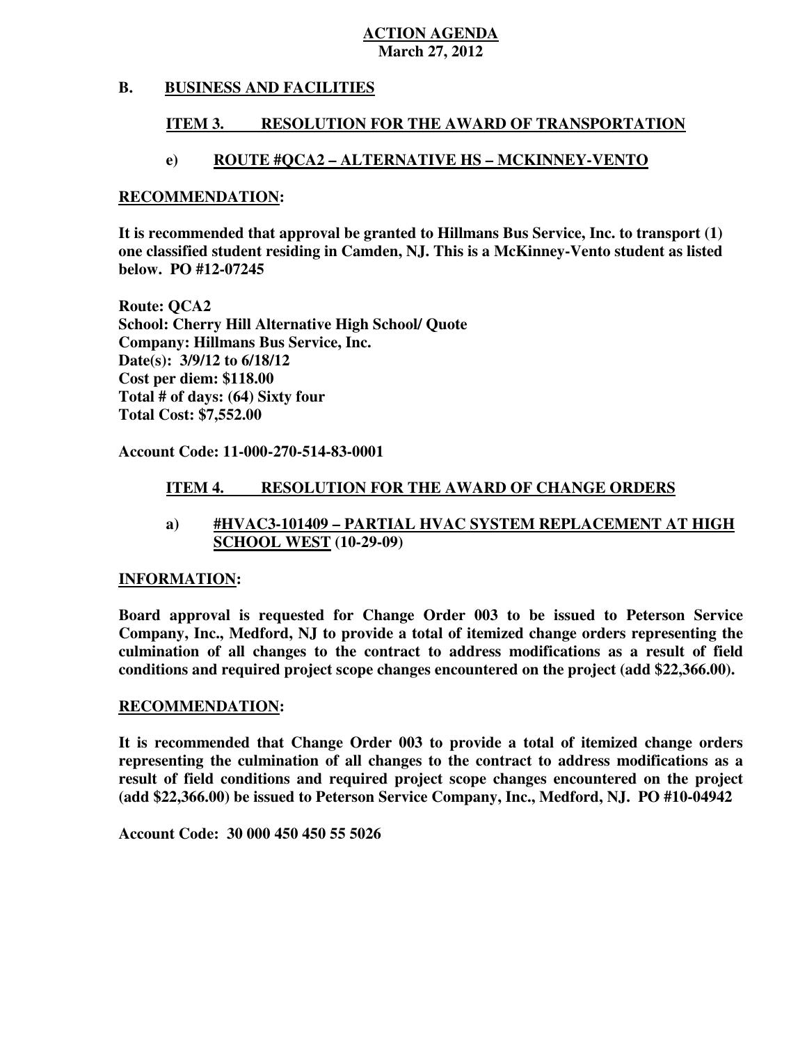**ACTION AGENDA**
**March 27, 2012**

## B. BUSINESS AND FACILITIES

### ITEM 3. RESOLUTION FOR THE AWARD OF TRANSPORTATION

#### e) ROUTE #QCA2 – ALTERNATIVE HS – MCKINNEY-VENTO

**RECOMMENDATION:**

**It is recommended that approval be granted to Hillmans Bus Service, Inc. to transport (1) one classified student residing in Camden, NJ. This is a McKinney-Vento student as listed below. PO #12-07245**

**Route: QCA2**
**School: Cherry Hill Alternative High School/ Quote**
**Company: Hillmans Bus Service, Inc.**
**Date(s): 3/9/12 to 6/18/12**
**Cost per diem: $118.00**
**Total # of days: (64) Sixty four**
**Total Cost: $7,552.00**

**Account Code: 11-000-270-514-83-0001**

### ITEM 4. RESOLUTION FOR THE AWARD OF CHANGE ORDERS

#### a) #HVAC3-101409 – PARTIAL HVAC SYSTEM REPLACEMENT AT HIGH SCHOOL WEST (10-29-09)

**INFORMATION:**

**Board approval is requested for Change Order 003 to be issued to Peterson Service Company, Inc., Medford, NJ to provide a total of itemized change orders representing the culmination of all changes to the contract to address modifications as a result of field conditions and required project scope changes encountered on the project (add $22,366.00).**

**RECOMMENDATION:**

**It is recommended that Change Order 003 to provide a total of itemized change orders representing the culmination of all changes to the contract to address modifications as a result of field conditions and required project scope changes encountered on the project (add $22,366.00) be issued to Peterson Service Company, Inc., Medford, NJ. PO #10-04942**

**Account Code: 30 000 450 450 55 5026**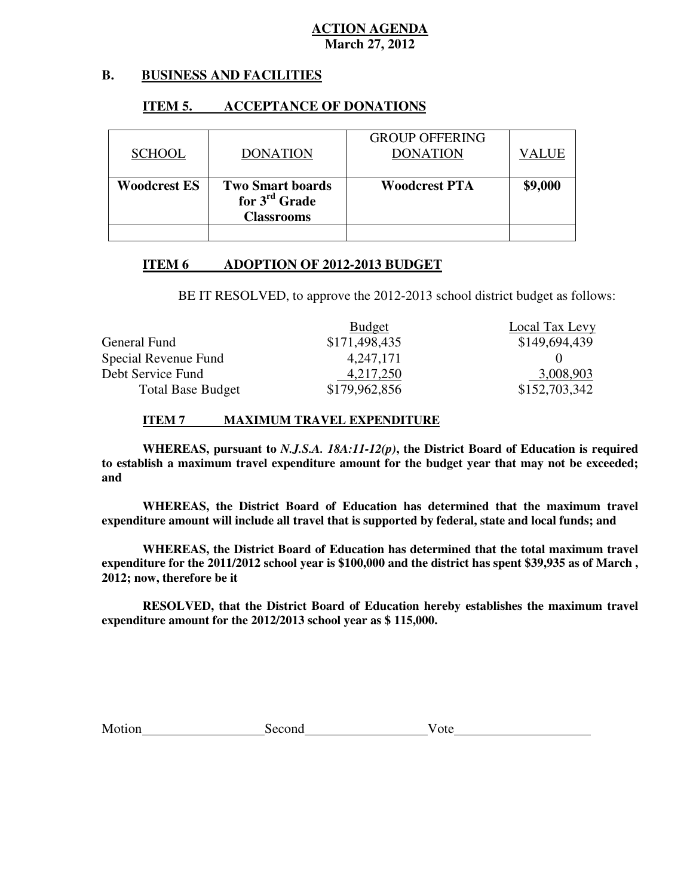**ACTION AGENDA**
**March 27, 2012**

## B. BUSINESS AND FACILITIES

### ITEM 5. ACCEPTANCE OF DONATIONS

| SCHOOL | DONATION | GROUP OFFERING DONATION | VALUE |
|---|---|---|---|
| **Woodcrest ES** | **Two Smart boards for 3rd Grade Classrooms** | **Woodcrest PTA** | **$9,000** |
| | | | |

### ITEM 6 ADOPTION OF 2012-2013 BUDGET

BE IT RESOLVED, to approve the 2012-2013 school district budget as follows:

| | Budget | Local Tax Levy |
|---|---|---|
| General Fund | $171,498,435 | $149,694,439 |
| Special Revenue Fund | 4,247,171 | 0 |
| Debt Service Fund | 4,217,250 | 3,008,903 |
| Total Base Budget | $179,962,856 | $152,703,342 |

### ITEM 7 MAXIMUM TRAVEL EXPENDITURE

**WHEREAS, pursuant to *N.J.S.A. 18A:11-12(p)*, the District Board of Education is required to establish a maximum travel expenditure amount for the budget year that may not be exceeded; and**

**WHEREAS, the District Board of Education has determined that the maximum travel expenditure amount will include all travel that is supported by federal, state and local funds; and**

**WHEREAS, the District Board of Education has determined that the total maximum travel expenditure for the 2011/2012 school year is $100,000 and the district has spent $39,935 as of March , 2012; now, therefore be it**

**RESOLVED, that the District Board of Education hereby establishes the maximum travel expenditure amount for the 2012/2013 school year as $ 115,000.**

Motion\_\_\_\_\_\_\_\_\_\_\_\_\_\_\_\_\_\_ Second\_\_\_\_\_\_\_\_\_\_\_\_\_\_\_\_\_\_ Vote\_\_\_\_\_\_\_\_\_\_\_\_\_\_\_\_\_\_\_\_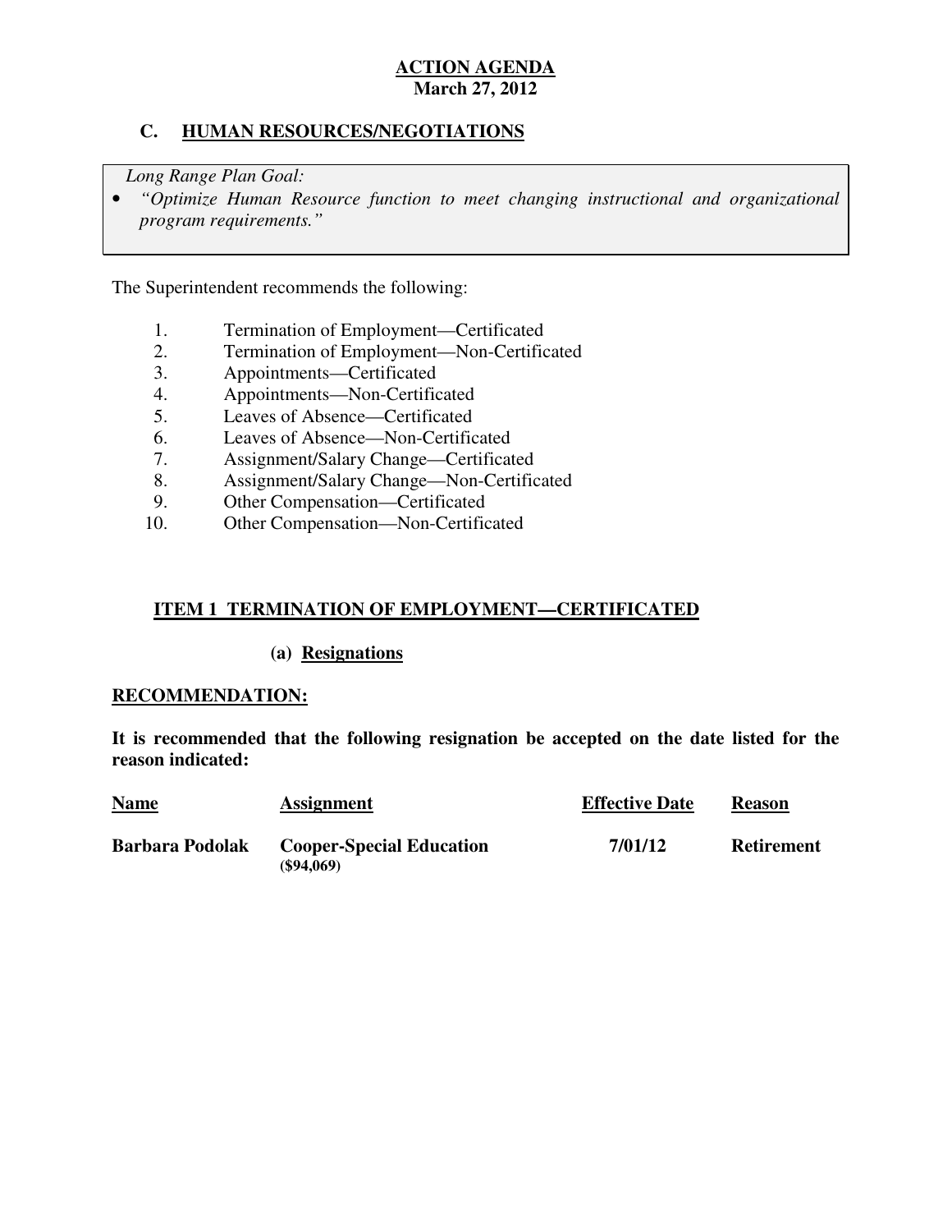**ACTION AGENDA**
**March 27, 2012**

## C. HUMAN RESOURCES/NEGOTIATIONS

*Long Range Plan Goal:*

- *"Optimize Human Resource function to meet changing instructional and organizational program requirements."*

The Superintendent recommends the following:

1. Termination of Employment—Certificated
2. Termination of Employment—Non-Certificated
3. Appointments—Certificated
4. Appointments—Non-Certificated
5. Leaves of Absence—Certificated
6. Leaves of Absence—Non-Certificated
7. Assignment/Salary Change—Certificated
8. Assignment/Salary Change—Non-Certificated
9. Other Compensation—Certificated
10. Other Compensation—Non-Certificated

### ITEM 1 TERMINATION OF EMPLOYMENT—CERTIFICATED

**(a) Resignations**

**RECOMMENDATION:**

**It is recommended that the following resignation be accepted on the date listed for the reason indicated:**

| Name | Assignment | Effective Date | Reason |
|---|---|---|---|
| **Barbara Podolak** | **Cooper-Special Education ($94,069)** | **7/01/12** | **Retirement** |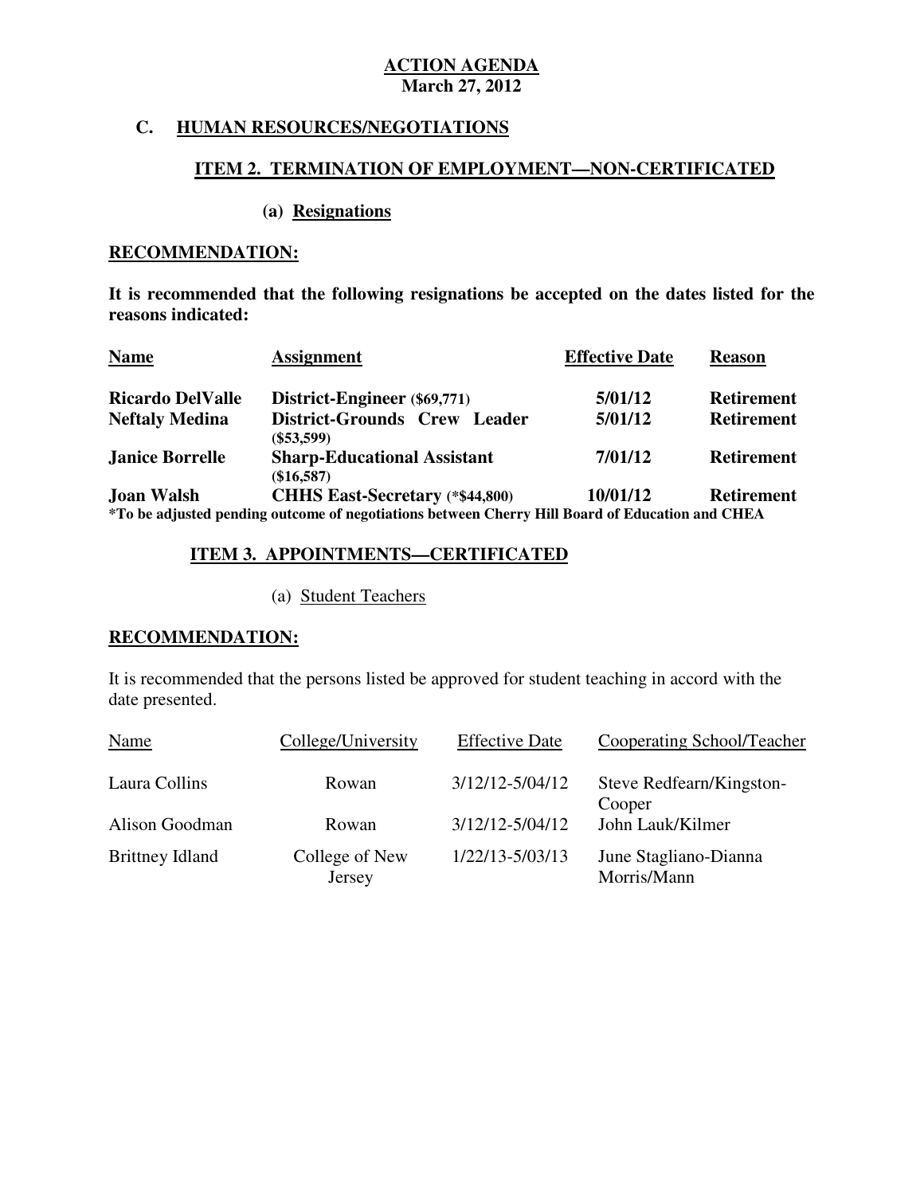**ACTION AGENDA**
**March 27, 2012**

## C. HUMAN RESOURCES/NEGOTIATIONS

### ITEM 2. TERMINATION OF EMPLOYMENT—NON-CERTIFICATED

#### (a) Resignations

**RECOMMENDATION:**

**It is recommended that the following resignations be accepted on the dates listed for the reasons indicated:**

| Name | Assignment | Effective Date | Reason |
|---|---|---|---|
| **Ricardo DelValle** | **District-Engineer ($69,771)** | **5/01/12** | **Retirement** |
| **Neftaly Medina** | **District-Grounds Crew Leader ($53,599)** | **5/01/12** | **Retirement** |
| **Janice Borrelle** | **Sharp-Educational Assistant ($16,587)** | **7/01/12** | **Retirement** |
| **Joan Walsh** | **CHHS East-Secretary (*$44,800)** | **10/01/12** | **Retirement** |

**\*To be adjusted pending outcome of negotiations between Cherry Hill Board of Education and CHEA**

### ITEM 3. APPOINTMENTS—CERTIFICATED

#### (a) Student Teachers

**RECOMMENDATION:**

It is recommended that the persons listed be approved for student teaching in accord with the date presented.

| Name | College/University | Effective Date | Cooperating School/Teacher |
|---|---|---|---|
| Laura Collins | Rowan | 3/12/12-5/04/12 | Steve Redfearn/Kingston-Cooper |
| Alison Goodman | Rowan | 3/12/12-5/04/12 | John Lauk/Kilmer |
| Brittney Idland | College of New Jersey | 1/22/13-5/03/13 | June Stagliano-Dianna Morris/Mann |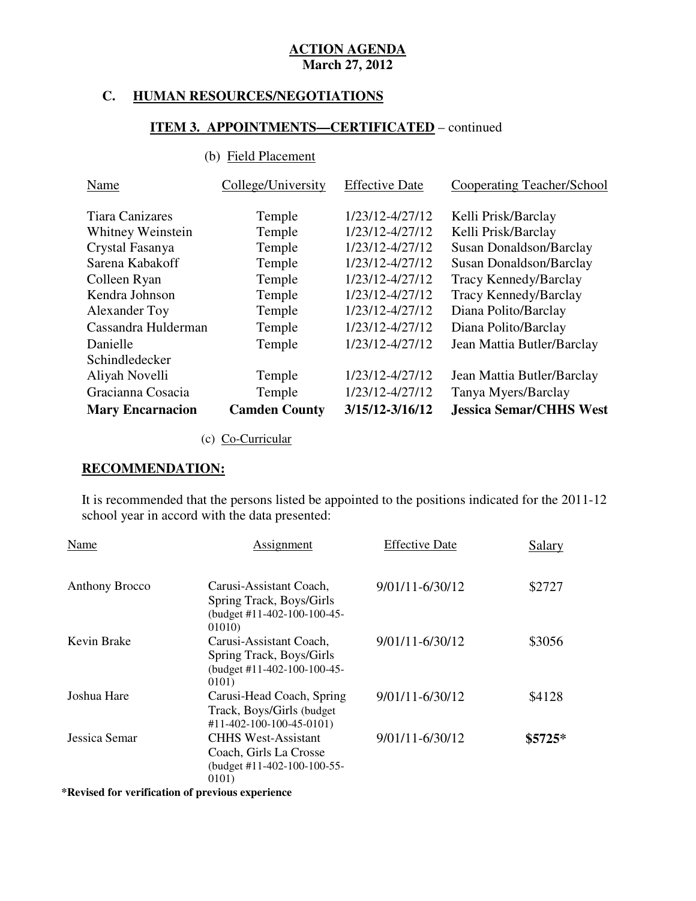**ACTION AGENDA**
**March 27, 2012**

## C. HUMAN RESOURCES/NEGOTIATIONS

### ITEM 3. APPOINTMENTS—CERTIFICATED – continued

(b) Field Placement

| Name | College/University | Effective Date | Cooperating Teacher/School |
|---|---|---|---|
| Tiara Canizares | Temple | 1/23/12-4/27/12 | Kelli Prisk/Barclay |
| Whitney Weinstein | Temple | 1/23/12-4/27/12 | Kelli Prisk/Barclay |
| Crystal Fasanya | Temple | 1/23/12-4/27/12 | Susan Donaldson/Barclay |
| Sarena Kabakoff | Temple | 1/23/12-4/27/12 | Susan Donaldson/Barclay |
| Colleen Ryan | Temple | 1/23/12-4/27/12 | Tracy Kennedy/Barclay |
| Kendra Johnson | Temple | 1/23/12-4/27/12 | Tracy Kennedy/Barclay |
| Alexander Toy | Temple | 1/23/12-4/27/12 | Diana Polito/Barclay |
| Cassandra Hulderman | Temple | 1/23/12-4/27/12 | Diana Polito/Barclay |
| Danielle Schindledecker | Temple | 1/23/12-4/27/12 | Jean Mattia Butler/Barclay |
| Aliyah Novelli | Temple | 1/23/12-4/27/12 | Jean Mattia Butler/Barclay |
| Gracianna Cosacia | Temple | 1/23/12-4/27/12 | Tanya Myers/Barclay |
| **Mary Encarnacion** | **Camden County** | **3/15/12-3/16/12** | **Jessica Semar/CHHS West** |

(c) Co-Curricular

**RECOMMENDATION:**

It is recommended that the persons listed be appointed to the positions indicated for the 2011-12 school year in accord with the data presented:

| Name | Assignment | Effective Date | Salary |
|---|---|---|---|
| Anthony Brocco | Carusi-Assistant Coach, Spring Track, Boys/Girls (budget #11-402-100-100-45-01010) | 9/01/11-6/30/12 | $2727 |
| Kevin Brake | Carusi-Assistant Coach, Spring Track, Boys/Girls (budget #11-402-100-100-45-0101) | 9/01/11-6/30/12 | $3056 |
| Joshua Hare | Carusi-Head Coach, Spring Track, Boys/Girls (budget #11-402-100-100-45-0101) | 9/01/11-6/30/12 | $4128 |
| Jessica Semar | CHHS West-Assistant Coach, Girls La Crosse (budget #11-402-100-100-55-0101) | 9/01/11-6/30/12 | **$5725*** |

**\*Revised for verification of previous experience**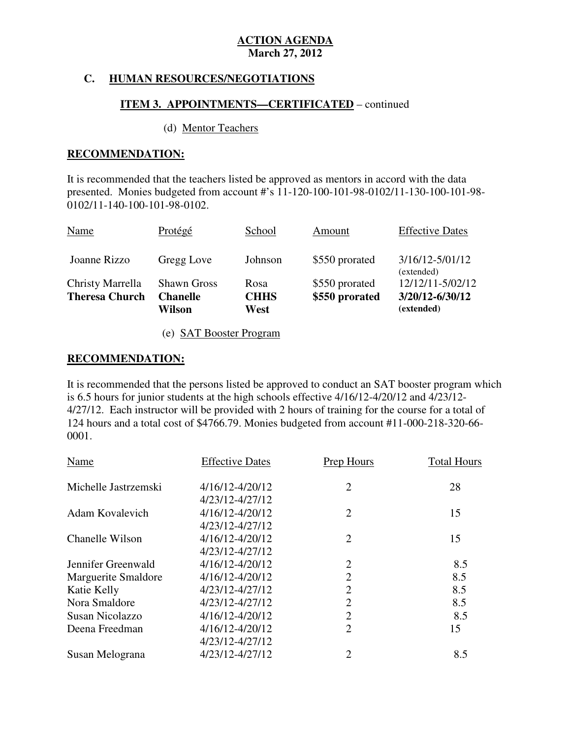**ACTION AGENDA**
**March 27, 2012**

## C. HUMAN RESOURCES/NEGOTIATIONS

### ITEM 3. APPOINTMENTS—CERTIFICATED – continued

(d) Mentor Teachers

**RECOMMENDATION:**

It is recommended that the teachers listed be approved as mentors in accord with the data presented. Monies budgeted from account #'s 11-120-100-101-98-0102/11-130-100-101-98-0102/11-140-100-101-98-0102.

| Name | Protégé | School | Amount | Effective Dates |
|---|---|---|---|---|
| Joanne Rizzo | Gregg Love | Johnson | $550 prorated | 3/16/12-5/01/12 (extended) |
| Christy Marrella | Shawn Gross | Rosa | $550 prorated | 12/12/11-5/02/12 |
| **Theresa Church** | **Chanelle Wilson** | **CHHS West** | **$550 prorated** | **3/20/12-6/30/12 (extended)** |

(e) SAT Booster Program

**RECOMMENDATION:**

It is recommended that the persons listed be approved to conduct an SAT booster program which is 6.5 hours for junior students at the high schools effective 4/16/12-4/20/12 and 4/23/12-4/27/12. Each instructor will be provided with 2 hours of training for the course for a total of 124 hours and a total cost of $4766.79. Monies budgeted from account #11-000-218-320-66-0001.

| Name | Effective Dates | Prep Hours | Total Hours |
|---|---|---|---|
| Michelle Jastrzemski | 4/16/12-4/20/12<br>4/23/12-4/27/12 | 2 | 28 |
| Adam Kovalevich | 4/16/12-4/20/12<br>4/23/12-4/27/12 | 2 | 15 |
| Chanelle Wilson | 4/16/12-4/20/12<br>4/23/12-4/27/12 | 2 | 15 |
| Jennifer Greenwald | 4/16/12-4/20/12 | 2 | 8.5 |
| Marguerite Smaldore | 4/16/12-4/20/12 | 2 | 8.5 |
| Katie Kelly | 4/23/12-4/27/12 | 2 | 8.5 |
| Nora Smaldore | 4/23/12-4/27/12 | 2 | 8.5 |
| Susan Nicolazzo | 4/16/12-4/20/12 | 2 | 8.5 |
| Deena Freedman | 4/16/12-4/20/12<br>4/23/12-4/27/12 | 2 | 15 |
| Susan Melograna | 4/23/12-4/27/12 | 2 | 8.5 |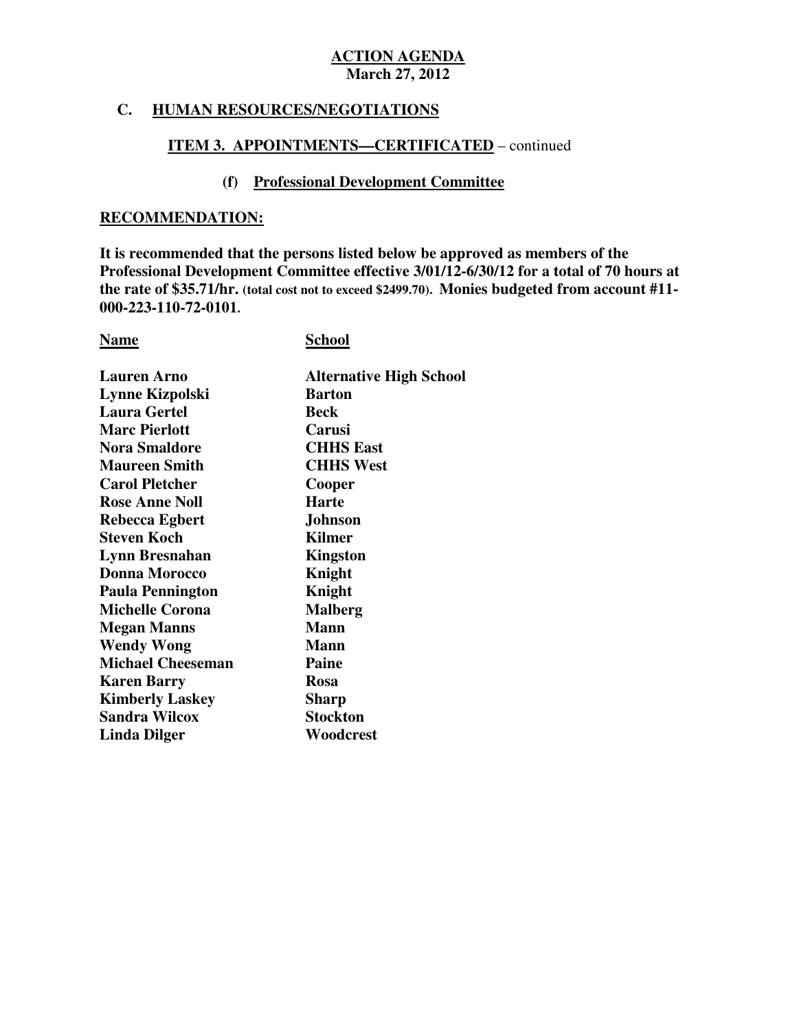**ACTION AGENDA**
**March 27, 2012**

## C. HUMAN RESOURCES/NEGOTIATIONS

### ITEM 3. APPOINTMENTS—CERTIFICATED – continued

#### (f) Professional Development Committee

**RECOMMENDATION:**

**It is recommended that the persons listed below be approved as members of the Professional Development Committee effective 3/01/12-6/30/12 for a total of 70 hours at the rate of $35.71/hr. (total cost not to exceed $2499.70). Monies budgeted from account #11-000-223-110-72-0101.**

| Name | School |
|---|---|
| Lauren Arno | Alternative High School |
| Lynne Kizpolski | Barton |
| Laura Gertel | Beck |
| Marc Pierlott | Carusi |
| Nora Smaldore | CHHS East |
| Maureen Smith | CHHS West |
| Carol Pletcher | Cooper |
| Rose Anne Noll | Harte |
| Rebecca Egbert | Johnson |
| Steven Koch | Kilmer |
| Lynn Bresnahan | Kingston |
| Donna Morocco | Knight |
| Paula Pennington | Knight |
| Michelle Corona | Malberg |
| Megan Manns | Mann |
| Wendy Wong | Mann |
| Michael Cheeseman | Paine |
| Karen Barry | Rosa |
| Kimberly Laskey | Sharp |
| Sandra Wilcox | Stockton |
| Linda Dilger | Woodcrest |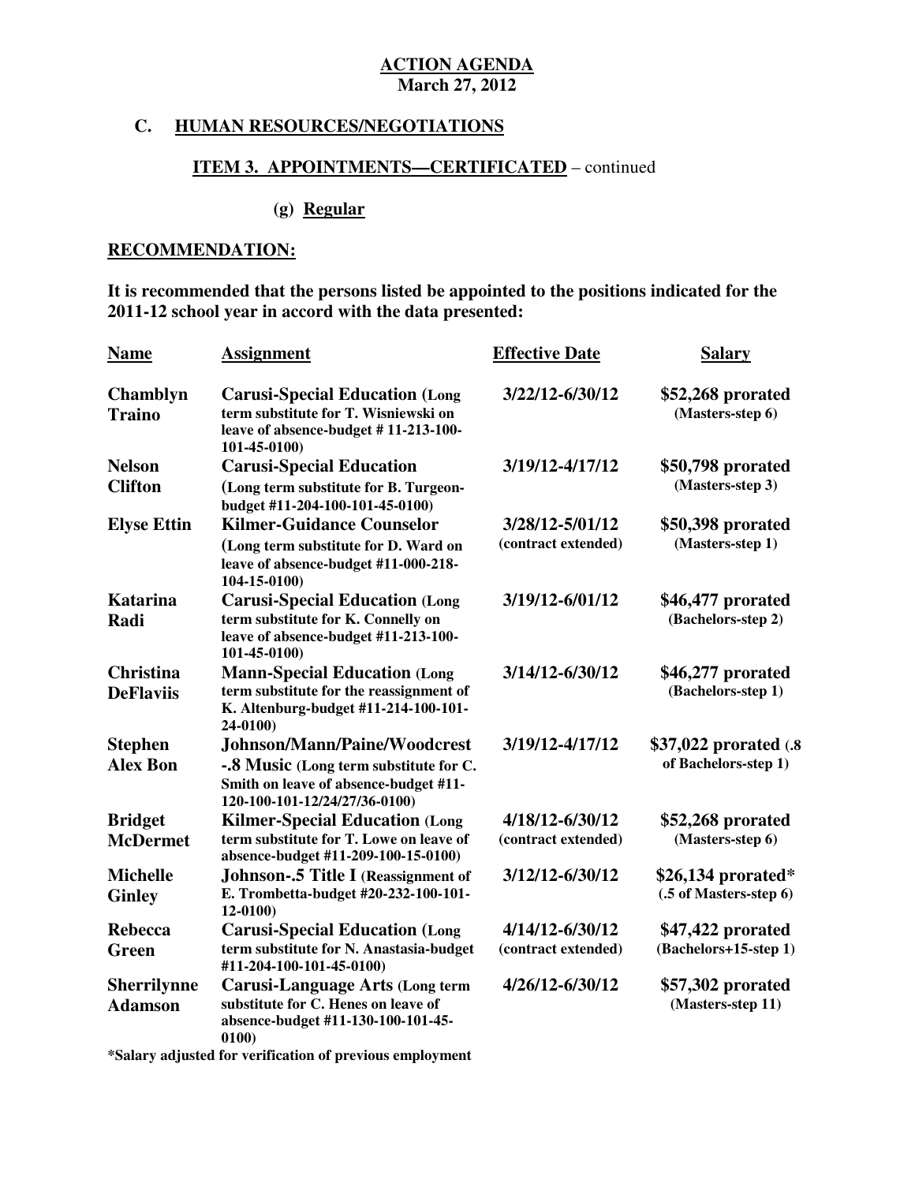**ACTION AGENDA**
**March 27, 2012**

## C. HUMAN RESOURCES/NEGOTIATIONS

### ITEM 3. APPOINTMENTS—CERTIFICATED – continued

**(g) Regular**

**RECOMMENDATION:**

**It is recommended that the persons listed be appointed to the positions indicated for the 2011-12 school year in accord with the data presented:**

| Name | Assignment | Effective Date | Salary |
|---|---|---|---|
| **Chamblyn Traino** | **Carusi-Special Education (Long term substitute for T. Wisniewski on leave of absence-budget # 11-213-100-101-45-0100)** | **3/22/12-6/30/12** | **$52,268 prorated (Masters-step 6)** |
| **Nelson Clifton** | **Carusi-Special Education (Long term substitute for B. Turgeon-budget #11-204-100-101-45-0100)** | **3/19/12-4/17/12** | **$50,798 prorated (Masters-step 3)** |
| **Elyse Ettin** | **Kilmer-Guidance Counselor (Long term substitute for D. Ward on leave of absence-budget #11-000-218-104-15-0100)** | **3/28/12-5/01/12 (contract extended)** | **$50,398 prorated (Masters-step 1)** |
| **Katarina Radi** | **Carusi-Special Education (Long term substitute for K. Connelly on leave of absence-budget #11-213-100-101-45-0100)** | **3/19/12-6/01/12** | **$46,477 prorated (Bachelors-step 2)** |
| **Christina DeFlaviis** | **Mann-Special Education (Long term substitute for the reassignment of K. Altenburg-budget #11-214-100-101-24-0100)** | **3/14/12-6/30/12** | **$46,277 prorated (Bachelors-step 1)** |
| **Stephen Alex Bon** | **Johnson/Mann/Paine/Woodcrest -.8 Music (Long term substitute for C. Smith on leave of absence-budget #11-120-100-101-12/24/27/36-0100)** | **3/19/12-4/17/12** | **$37,022 prorated (.8 of Bachelors-step 1)** |
| **Bridget McDermet** | **Kilmer-Special Education (Long term substitute for T. Lowe on leave of absence-budget #11-209-100-15-0100)** | **4/18/12-6/30/12 (contract extended)** | **$52,268 prorated (Masters-step 6)** |
| **Michelle Ginley** | **Johnson-.5 Title I (Reassignment of E. Trombetta-budget #20-232-100-101-12-0100)** | **3/12/12-6/30/12** | **$26,134 prorated* (.5 of Masters-step 6)** |
| **Rebecca Green** | **Carusi-Special Education (Long term substitute for N. Anastasia-budget #11-204-100-101-45-0100)** | **4/14/12-6/30/12 (contract extended)** | **$47,422 prorated (Bachelors+15-step 1)** |
| **Sherrilynne Adamson** | **Carusi-Language Arts (Long term substitute for C. Henes on leave of absence-budget #11-130-100-101-45-0100)** | **4/26/12-6/30/12** | **$57,302 prorated (Masters-step 11)** |

**\*Salary adjusted for verification of previous employment**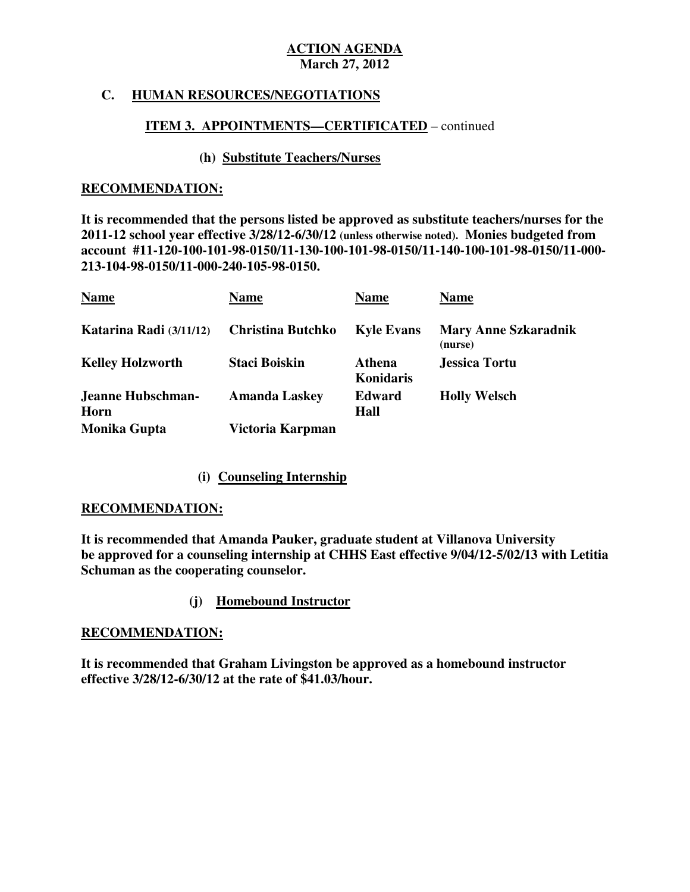**ACTION AGENDA**
**March 27, 2012**

## C. HUMAN RESOURCES/NEGOTIATIONS

### ITEM 3. APPOINTMENTS—CERTIFICATED – continued

#### (h) Substitute Teachers/Nurses

**RECOMMENDATION:**

**It is recommended that the persons listed be approved as substitute teachers/nurses for the 2011-12 school year effective 3/28/12-6/30/12 (unless otherwise noted). Monies budgeted from account #11-120-100-101-98-0150/11-130-100-101-98-0150/11-140-100-101-98-0150/11-000-213-104-98-0150/11-000-240-105-98-0150.**

| Name | Name | Name | Name |
|---|---|---|---|
| Katarina Radi (3/11/12) | Christina Butchko | Kyle Evans | Mary Anne Szkaradnik (nurse) |
| Kelley Holzworth | Staci Boiskin | Athena Konidaris | Jessica Tortu |
| Jeanne Hubschman-Horn | Amanda Laskey | Edward Hall | Holly Welsch |
| Monika Gupta | Victoria Karpman | | |

#### (i) Counseling Internship

**RECOMMENDATION:**

**It is recommended that Amanda Pauker, graduate student at Villanova University be approved for a counseling internship at CHHS East effective 9/04/12-5/02/13 with Letitia Schuman as the cooperating counselor.**

#### (j) Homebound Instructor

**RECOMMENDATION:**

**It is recommended that Graham Livingston be approved as a homebound instructor effective 3/28/12-6/30/12 at the rate of $41.03/hour.**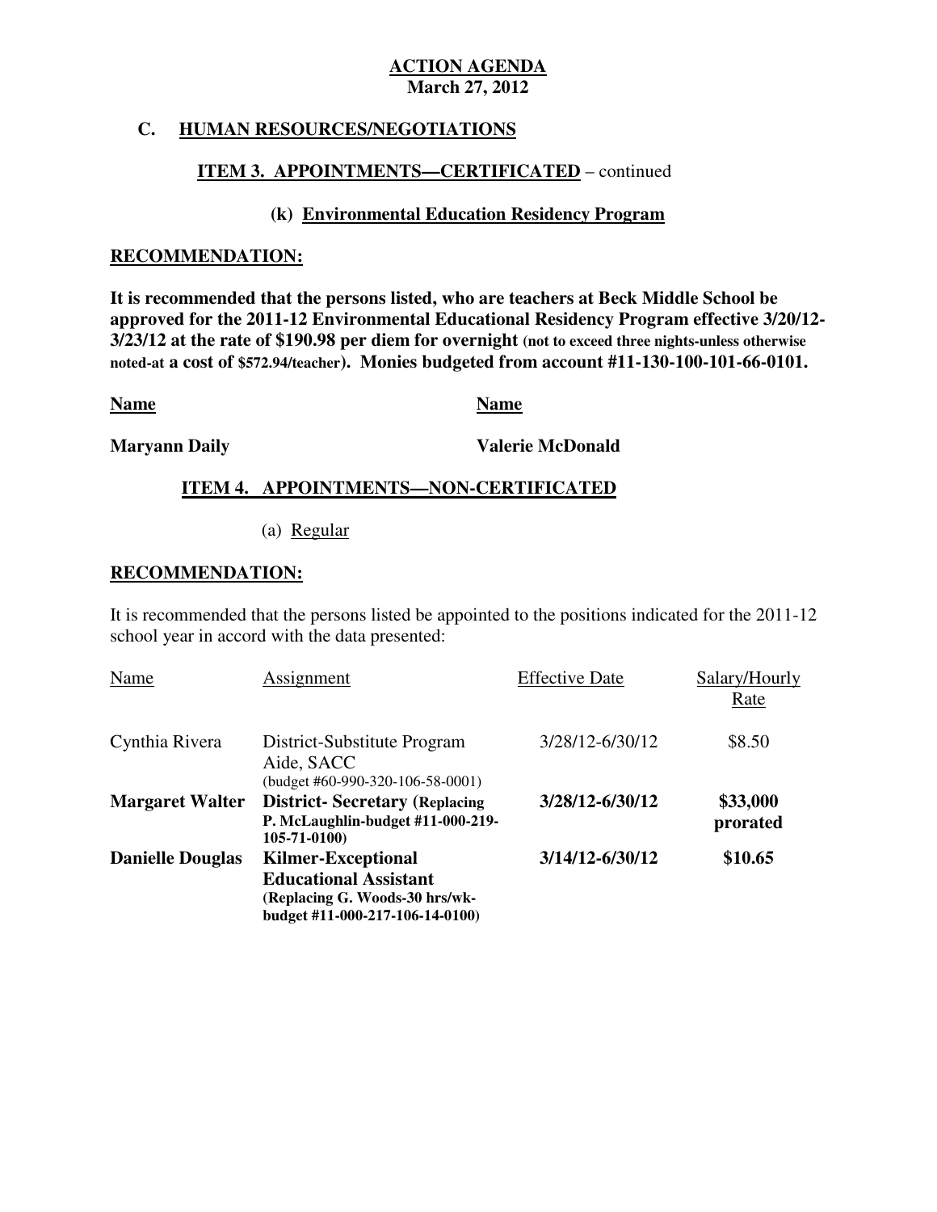**ACTION AGENDA**
**March 27, 2012**

## C. HUMAN RESOURCES/NEGOTIATIONS

### ITEM 3. APPOINTMENTS—CERTIFICATED – continued

#### (k) Environmental Education Residency Program

**RECOMMENDATION:**

**It is recommended that the persons listed, who are teachers at Beck Middle School be approved for the 2011-12 Environmental Educational Residency Program effective 3/20/12-3/23/12 at the rate of $190.98 per diem for overnight (not to exceed three nights-unless otherwise noted-at a cost of $572.94/teacher). Monies budgeted from account #11-130-100-101-66-0101.**

| Name | Name |
|---|---|
| **Maryann Daily** | **Valerie McDonald** |

### ITEM 4. APPOINTMENTS—NON-CERTIFICATED

(a) Regular

**RECOMMENDATION:**

It is recommended that the persons listed be appointed to the positions indicated for the 2011-12 school year in accord with the data presented:

| Name | Assignment | Effective Date | Salary/Hourly Rate |
|---|---|---|---|
| Cynthia Rivera | District-Substitute Program Aide, SACC (budget #60-990-320-106-58-0001) | 3/28/12-6/30/12 | $8.50 |
| **Margaret Walter** | **District- Secretary (Replacing P. McLaughlin-budget #11-000-219-105-71-0100)** | **3/28/12-6/30/12** | **$33,000 prorated** |
| **Danielle Douglas** | **Kilmer-Exceptional Educational Assistant (Replacing G. Woods-30 hrs/wk-budget #11-000-217-106-14-0100)** | **3/14/12-6/30/12** | **$10.65** |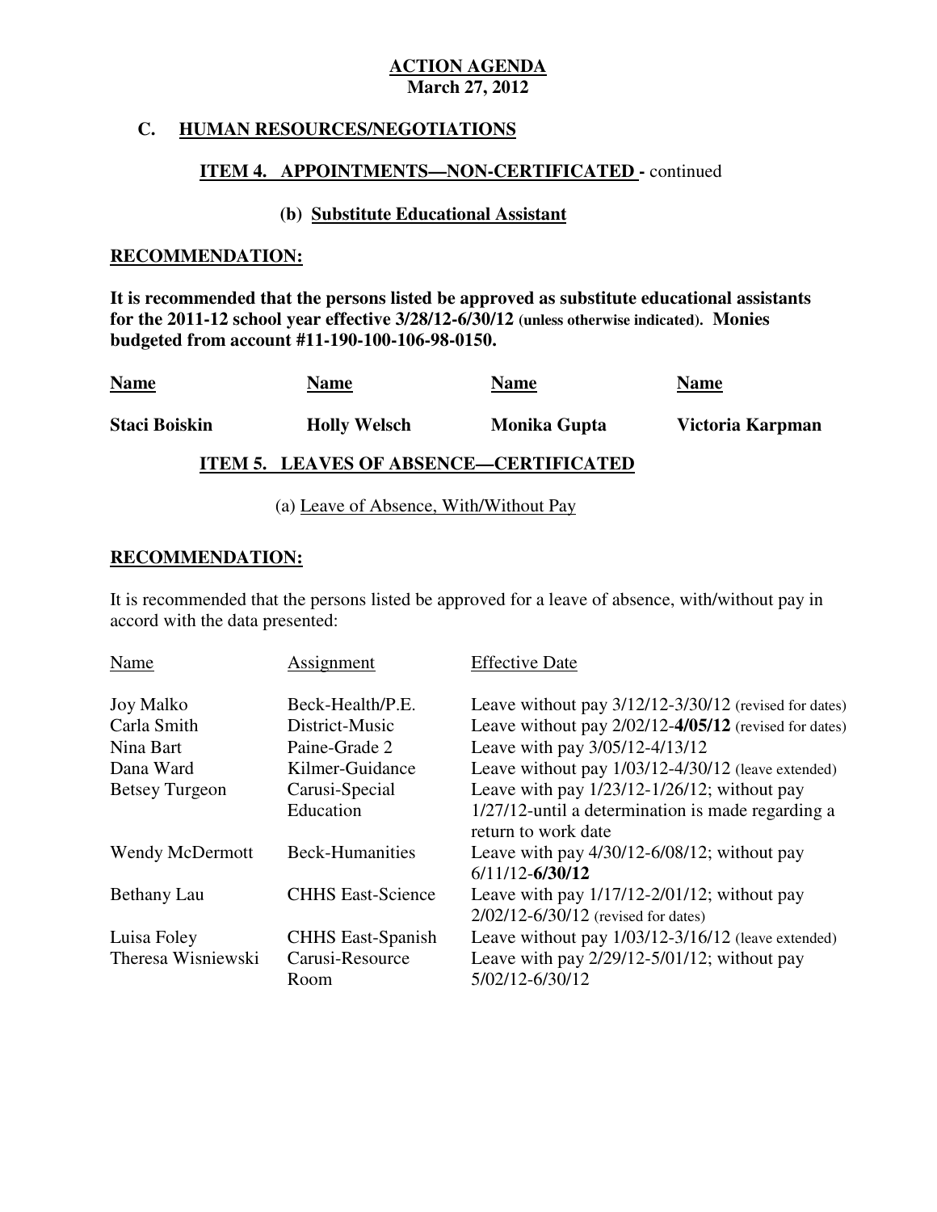**ACTION AGENDA**
**March 27, 2012**

## C. HUMAN RESOURCES/NEGOTIATIONS

### ITEM 4. APPOINTMENTS—NON-CERTIFICATED - continued

#### (b) Substitute Educational Assistant

**RECOMMENDATION:**

**It is recommended that the persons listed be approved as substitute educational assistants for the 2011-12 school year effective 3/28/12-6/30/12 (unless otherwise indicated). Monies budgeted from account #11-190-100-106-98-0150.**

| Name | Name | Name | Name |
|---|---|---|---|
| **Staci Boiskin** | **Holly Welsch** | **Monika Gupta** | **Victoria Karpman** |

### ITEM 5. LEAVES OF ABSENCE—CERTIFICATED

(a) Leave of Absence, With/Without Pay

**RECOMMENDATION:**

It is recommended that the persons listed be approved for a leave of absence, with/without pay in accord with the data presented:

| Name | Assignment | Effective Date |
|---|---|---|
| Joy Malko | Beck-Health/P.E. | Leave without pay 3/12/12-3/30/12 (revised for dates) |
| Carla Smith | District-Music | Leave without pay 2/02/12-**4/05/12** (revised for dates) |
| Nina Bart | Paine-Grade 2 | Leave with pay 3/05/12-4/13/12 |
| Dana Ward | Kilmer-Guidance | Leave without pay 1/03/12-4/30/12 (leave extended) |
| Betsey Turgeon | Carusi-Special Education | Leave with pay 1/23/12-1/26/12; without pay 1/27/12-until a determination is made regarding a return to work date |
| Wendy McDermott | Beck-Humanities | Leave with pay 4/30/12-6/08/12; without pay 6/11/12-**6/30/12** |
| Bethany Lau | CHHS East-Science | Leave with pay 1/17/12-2/01/12; without pay 2/02/12-6/30/12 (revised for dates) |
| Luisa Foley | CHHS East-Spanish | Leave without pay 1/03/12-3/16/12 (leave extended) |
| Theresa Wisniewski | Carusi-Resource Room | Leave with pay 2/29/12-5/01/12; without pay 5/02/12-6/30/12 |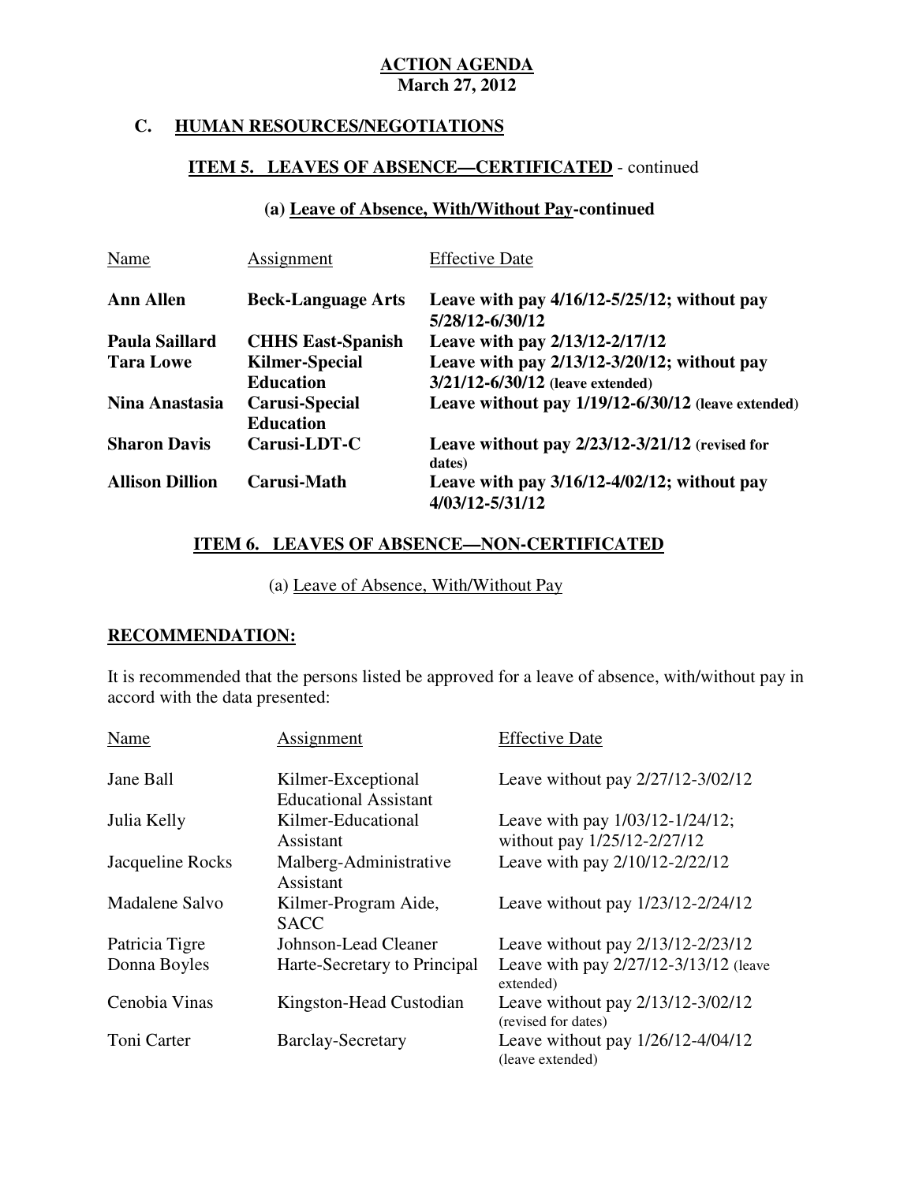**ACTION AGENDA**
**March 27, 2012**

## C. HUMAN RESOURCES/NEGOTIATIONS

### ITEM 5. LEAVES OF ABSENCE—CERTIFICATED - continued

#### (a) Leave of Absence, With/Without Pay-continued

| Name | Assignment | Effective Date |
|---|---|---|
| **Ann Allen** | **Beck-Language Arts** | **Leave with pay 4/16/12-5/25/12; without pay 5/28/12-6/30/12** |
| **Paula Saillard** | **CHHS East-Spanish** | **Leave with pay 2/13/12-2/17/12** |
| **Tara Lowe** | **Kilmer-Special Education** | **Leave with pay 2/13/12-3/20/12; without pay 3/21/12-6/30/12 (leave extended)** |
| **Nina Anastasia** | **Carusi-Special Education** | **Leave without pay 1/19/12-6/30/12 (leave extended)** |
| **Sharon Davis** | **Carusi-LDT-C** | **Leave without pay 2/23/12-3/21/12 (revised for dates)** |
| **Allison Dillion** | **Carusi-Math** | **Leave with pay 3/16/12-4/02/12; without pay 4/03/12-5/31/12** |

### ITEM 6. LEAVES OF ABSENCE—NON-CERTIFICATED

(a) Leave of Absence, With/Without Pay

**RECOMMENDATION:**

It is recommended that the persons listed be approved for a leave of absence, with/without pay in accord with the data presented:

| Name | Assignment | Effective Date |
|---|---|---|
| Jane Ball | Kilmer-Exceptional Educational Assistant | Leave without pay 2/27/12-3/02/12 |
| Julia Kelly | Kilmer-Educational Assistant | Leave with pay 1/03/12-1/24/12; without pay 1/25/12-2/27/12 |
| Jacqueline Rocks | Malberg-Administrative Assistant | Leave with pay 2/10/12-2/22/12 |
| Madalene Salvo | Kilmer-Program Aide, SACC | Leave without pay 1/23/12-2/24/12 |
| Patricia Tigre | Johnson-Lead Cleaner | Leave without pay 2/13/12-2/23/12 |
| Donna Boyles | Harte-Secretary to Principal | Leave with pay 2/27/12-3/13/12 (leave extended) |
| Cenobia Vinas | Kingston-Head Custodian | Leave without pay 2/13/12-3/02/12 (revised for dates) |
| Toni Carter | Barclay-Secretary | Leave without pay 1/26/12-4/04/12 (leave extended) |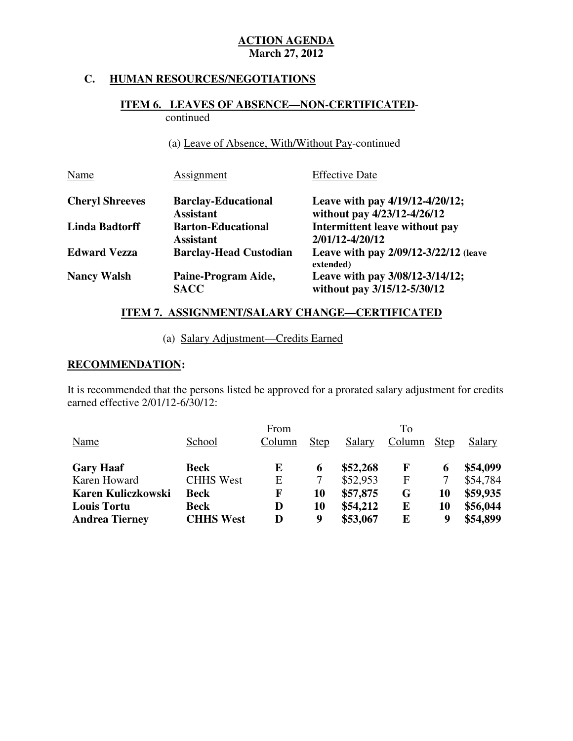**ACTION AGENDA**
**March 27, 2012**

## C. HUMAN RESOURCES/NEGOTIATIONS

### ITEM 6. LEAVES OF ABSENCE—NON-CERTIFICATED-continued

(a) Leave of Absence, With/Without Pay-continued

| Name | Assignment | Effective Date |
|---|---|---|
| **Cheryl Shreeves** | **Barclay-Educational Assistant** | **Leave with pay 4/19/12-4/20/12; without pay 4/23/12-4/26/12** |
| **Linda Badtorff** | **Barton-Educational Assistant** | **Intermittent leave without pay 2/01/12-4/20/12** |
| **Edward Vezza** | **Barclay-Head Custodian** | **Leave with pay 2/09/12-3/22/12 (leave extended)** |
| **Nancy Walsh** | **Paine-Program Aide, SACC** | **Leave with pay 3/08/12-3/14/12; without pay 3/15/12-5/30/12** |

### ITEM 7. ASSIGNMENT/SALARY CHANGE—CERTIFICATED

(a) Salary Adjustment—Credits Earned

**RECOMMENDATION:**

It is recommended that the persons listed be approved for a prorated salary adjustment for credits earned effective 2/01/12-6/30/12:

| | | From | | | To | | |
|---|---|---|---|---|---|---|---|
| Name | School | Column | Step | Salary | Column | Step | Salary |
| **Gary Haaf** | **Beck** | **E** | **6** | **$52,268** | **F** | **6** | **$54,099** |
| Karen Howard | CHHS West | E | 7 | $52,953 | F | 7 | $54,784 |
| **Karen Kuliczkowski** | **Beck** | **F** | **10** | **$57,875** | **G** | **10** | **$59,935** |
| **Louis Tortu** | **Beck** | **D** | **10** | **$54,212** | **E** | **10** | **$56,044** |
| **Andrea Tierney** | **CHHS West** | **D** | **9** | **$53,067** | **E** | **9** | **$54,899** |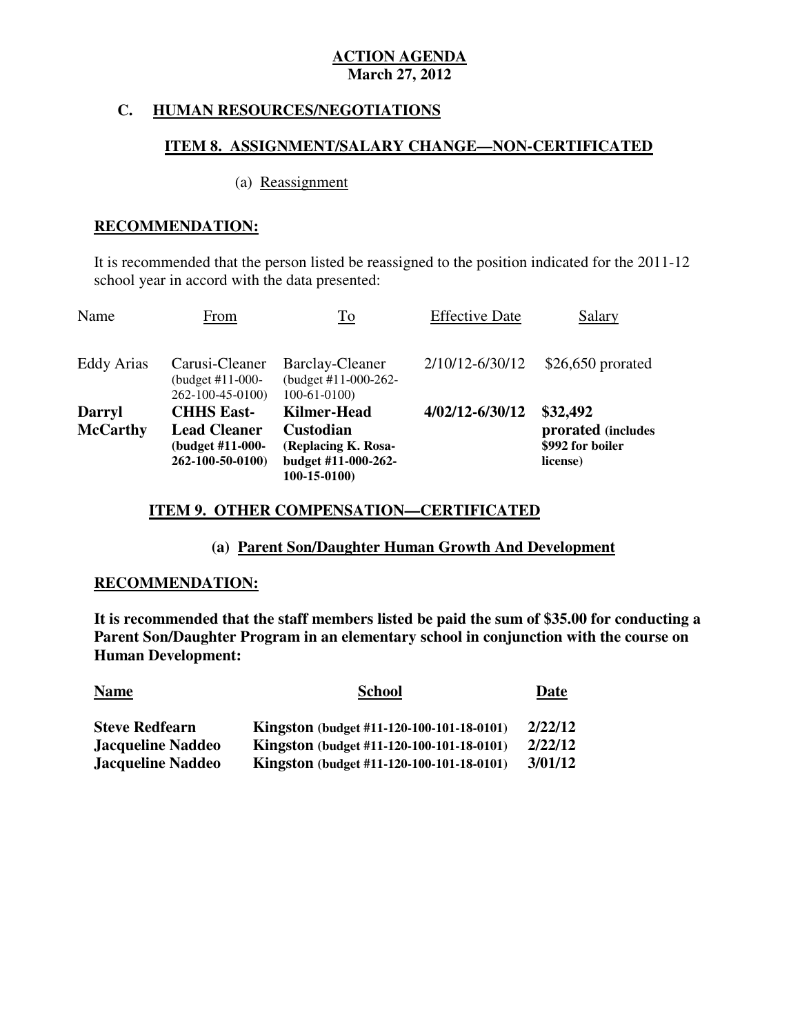**ACTION AGENDA**
**March 27, 2012**

## C. HUMAN RESOURCES/NEGOTIATIONS

### ITEM 8. ASSIGNMENT/SALARY CHANGE—NON-CERTIFICATED

(a) Reassignment

**RECOMMENDATION:**

It is recommended that the person listed be reassigned to the position indicated for the 2011-12 school year in accord with the data presented:

| Name | From | To | Effective Date | Salary |
|---|---|---|---|---|
| Eddy Arias | Carusi-Cleaner (budget #11-000-262-100-45-0100) | Barclay-Cleaner (budget #11-000-262-100-61-0100) | 2/10/12-6/30/12 | $26,650 prorated |
| **Darryl McCarthy** | **CHHS East-Lead Cleaner (budget #11-000-262-100-50-0100)** | **Kilmer-Head Custodian (Replacing K. Rosa-budget #11-000-262-100-15-0100)** | **4/02/12-6/30/12** | **$32,492 prorated (includes $992 for boiler license)** |

### ITEM 9. OTHER COMPENSATION—CERTIFICATED

**(a) Parent Son/Daughter Human Growth And Development**

**RECOMMENDATION:**

**It is recommended that the staff members listed be paid the sum of $35.00 for conducting a Parent Son/Daughter Program in an elementary school in conjunction with the course on Human Development:**

| Name | School | Date |
|---|---|---|
| **Steve Redfearn** | **Kingston (budget #11-120-100-101-18-0101)** | **2/22/12** |
| **Jacqueline Naddeo** | **Kingston (budget #11-120-100-101-18-0101)** | **2/22/12** |
| **Jacqueline Naddeo** | **Kingston (budget #11-120-100-101-18-0101)** | **3/01/12** |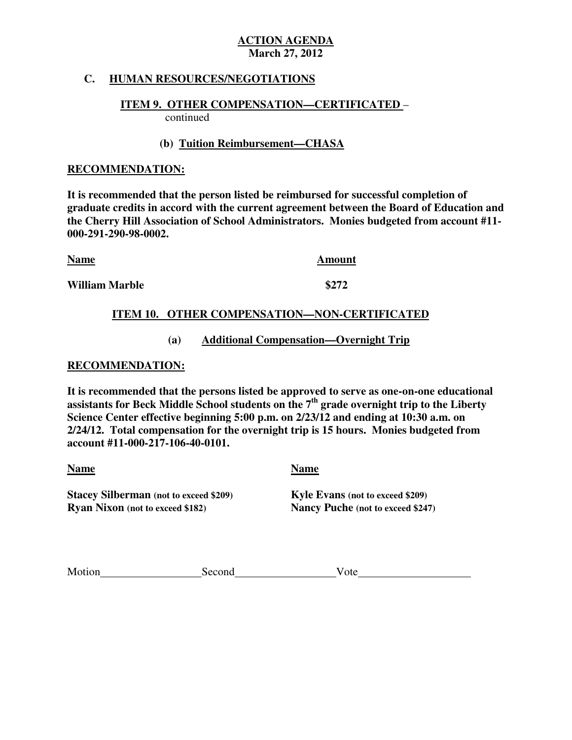**ACTION AGENDA**
**March 27, 2012**

## C. HUMAN RESOURCES/NEGOTIATIONS

### ITEM 9. OTHER COMPENSATION—CERTIFICATED – continued

#### (b) Tuition Reimbursement—CHASA

**RECOMMENDATION:**

**It is recommended that the person listed be reimbursed for successful completion of graduate credits in accord with the current agreement between the Board of Education and the Cherry Hill Association of School Administrators. Monies budgeted from account #11-000-291-290-98-0002.**

| Name | Amount |
|---|---|
| **William Marble** | **$272** |

### ITEM 10. OTHER COMPENSATION—NON-CERTIFICATED

#### (a) Additional Compensation—Overnight Trip

**RECOMMENDATION:**

**It is recommended that the persons listed be approved to serve as one-on-one educational assistants for Beck Middle School students on the 7th grade overnight trip to the Liberty Science Center effective beginning 5:00 p.m. on 2/23/12 and ending at 10:30 a.m. on 2/24/12. Total compensation for the overnight trip is 15 hours. Monies budgeted from account #11-000-217-106-40-0101.**

| Name | Name |
|---|---|
| **Stacey Silberman** (not to exceed $209) | **Kyle Evans** (not to exceed $209) |
| **Ryan Nixon** (not to exceed $182) | **Nancy Puche** (not to exceed $247) |

Motion__________________ Second__________________ Vote____________________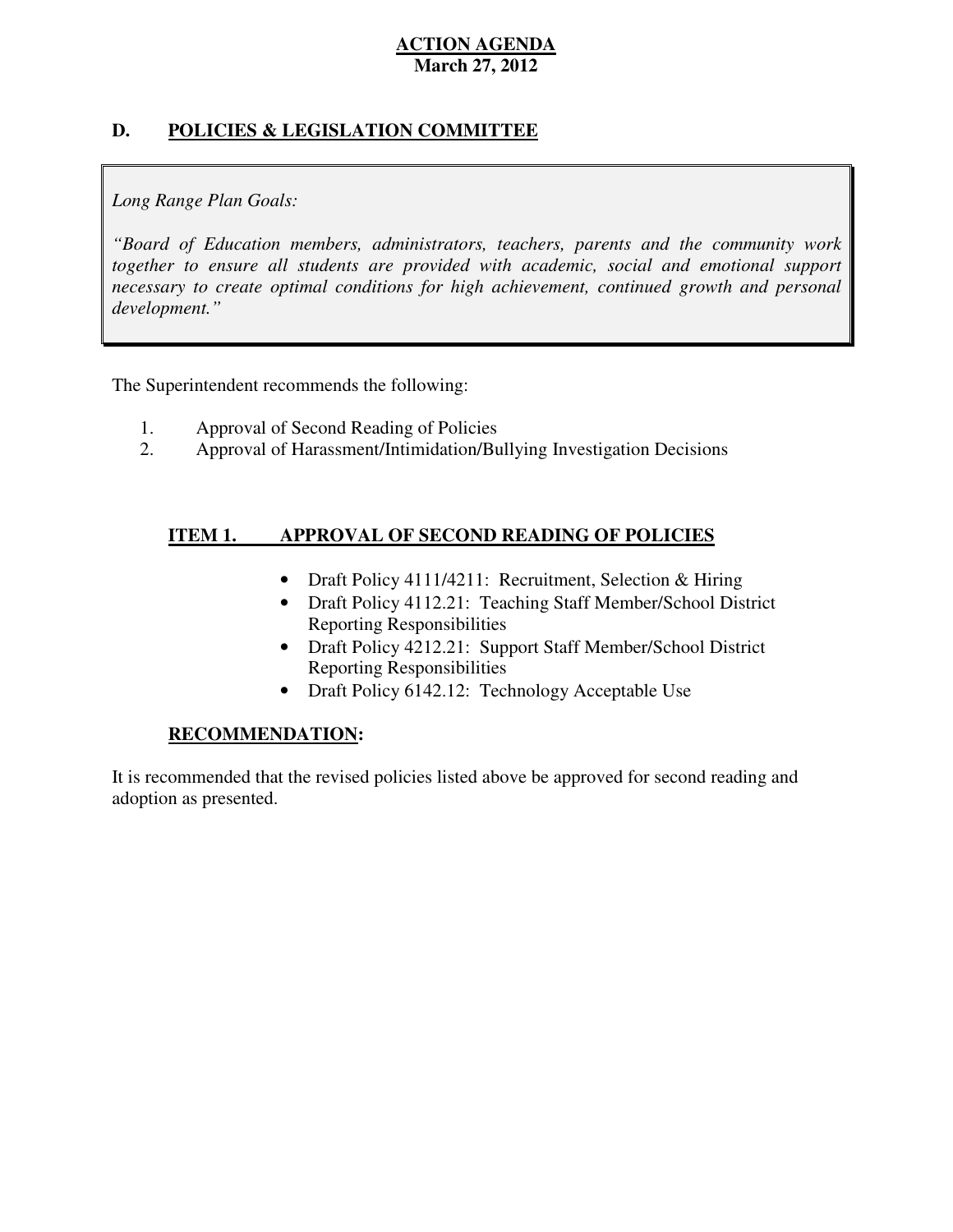**ACTION AGENDA**
**March 27, 2012**

## D. POLICIES & LEGISLATION COMMITTEE

> *Long Range Plan Goals:*
>
> *"Board of Education members, administrators, teachers, parents and the community work together to ensure all students are provided with academic, social and emotional support necessary to create optimal conditions for high achievement, continued growth and personal development."*

The Superintendent recommends the following:

1. Approval of Second Reading of Policies
2. Approval of Harassment/Intimidation/Bullying Investigation Decisions

### ITEM 1. APPROVAL OF SECOND READING OF POLICIES

- Draft Policy 4111/4211: Recruitment, Selection & Hiring
- Draft Policy 4112.21: Teaching Staff Member/School District Reporting Responsibilities
- Draft Policy 4212.21: Support Staff Member/School District Reporting Responsibilities
- Draft Policy 6142.12: Technology Acceptable Use

**RECOMMENDATION:**

It is recommended that the revised policies listed above be approved for second reading and adoption as presented.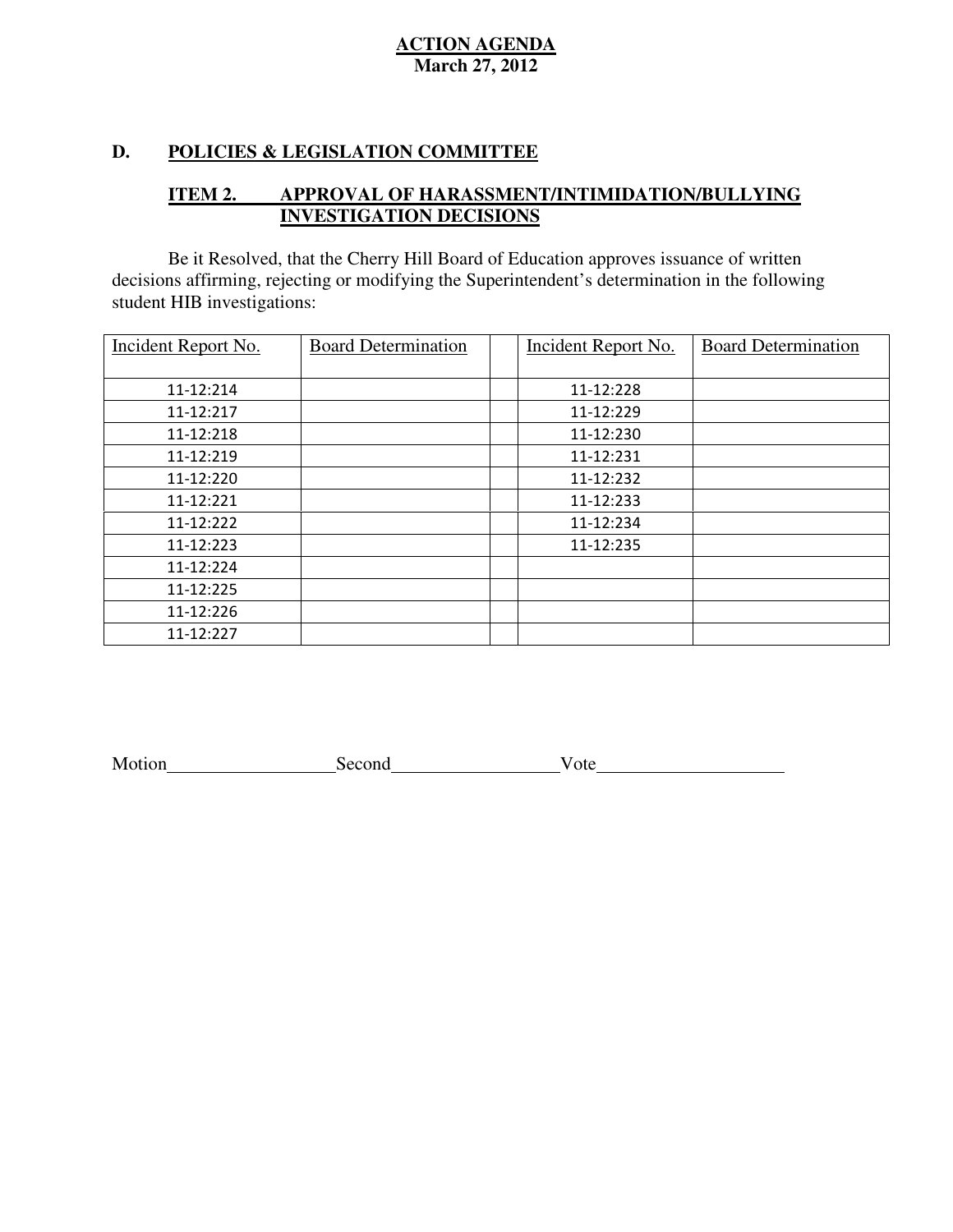**ACTION AGENDA**
**March 27, 2012**

## D. POLICIES & LEGISLATION COMMITTEE

### ITEM 2. APPROVAL OF HARASSMENT/INTIMIDATION/BULLYING INVESTIGATION DECISIONS

Be it Resolved, that the Cherry Hill Board of Education approves issuance of written decisions affirming, rejecting or modifying the Superintendent's determination in the following student HIB investigations:

| Incident Report No. | Board Determination | | Incident Report No. | Board Determination |
|---|---|---|---|---|
| 11-12:214 | | | 11-12:228 | |
| 11-12:217 | | | 11-12:229 | |
| 11-12:218 | | | 11-12:230 | |
| 11-12:219 | | | 11-12:231 | |
| 11-12:220 | | | 11-12:232 | |
| 11-12:221 | | | 11-12:233 | |
| 11-12:222 | | | 11-12:234 | |
| 11-12:223 | | | 11-12:235 | |
| 11-12:224 | | | | |
| 11-12:225 | | | | |
| 11-12:226 | | | | |
| 11-12:227 | | | | |

Motion__________________Second__________________Vote____________________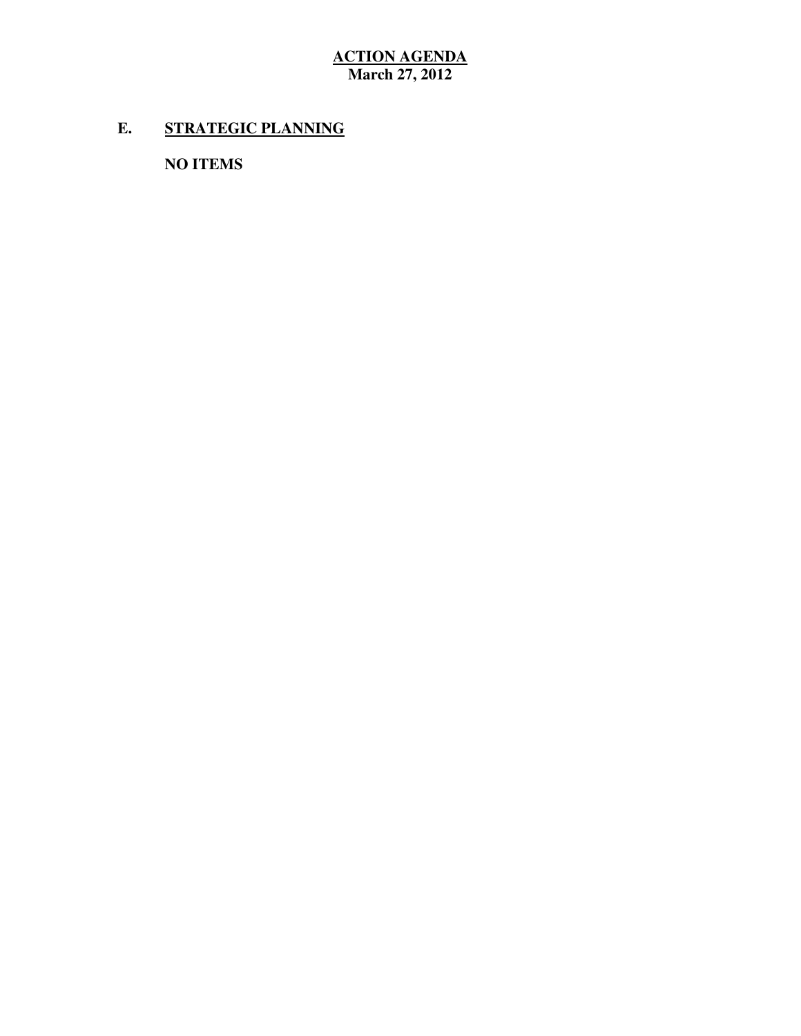**ACTION AGENDA**
**March 27, 2012**

## E. STRATEGIC PLANNING

**NO ITEMS**